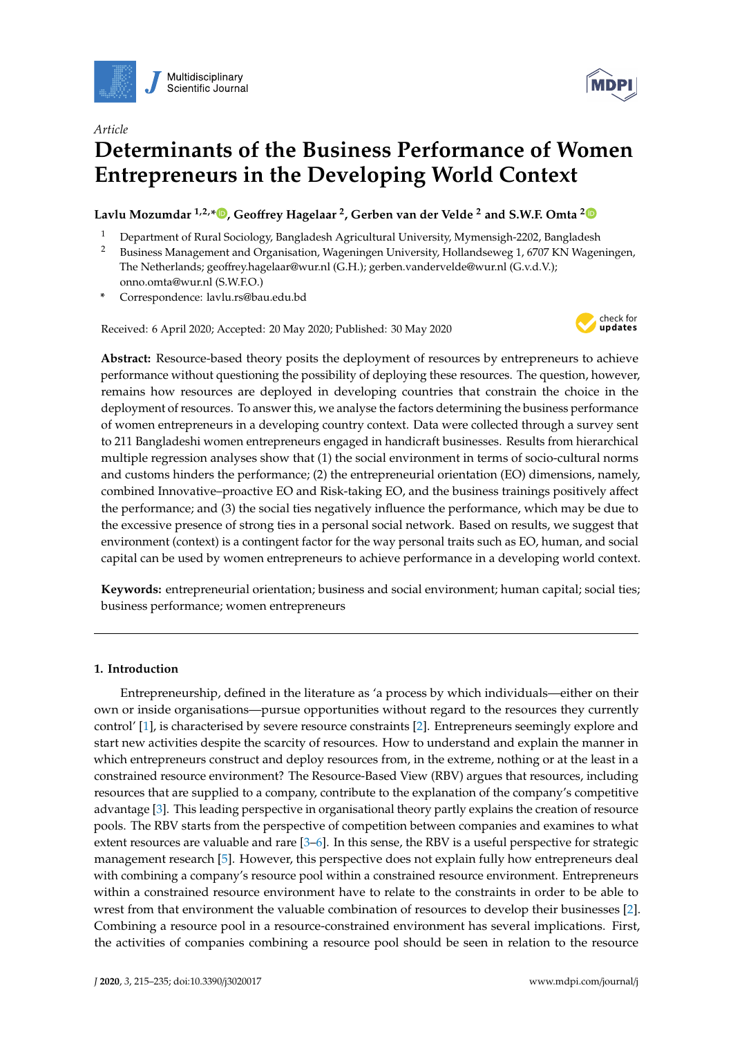*Article*

# Determinants of the Business Performance of Women Entrepreneurs in the Developing World Context

**Lavlu Mozumdar [1,2,*], Geoffrey Hagelaar [2], Gerben van der Velde [2] and S.W.F. Omta [2]**

[1] Department of Rural Sociology, Bangladesh Agricultural University, Mymensigh-2202, Bangladesh
[2] Business Management and Organisation, Wageningen University, Hollandseweg 1, 6707 KN Wageningen, The Netherlands; geoffrey.hagelaar@wur.nl (G.H.); gerben.vandervelde@wur.nl (G.v.d.V.); onno.omta@wur.nl (S.W.F.O.)
* Correspondence: lavlu.rs@bau.edu.bd

Received: 6 April 2020; Accepted: 20 May 2020; Published: 30 May 2020

**Abstract:** Resource-based theory posits the deployment of resources by entrepreneurs to achieve performance without questioning the possibility of deploying these resources. The question, however, remains how resources are deployed in developing countries that constrain the choice in the deployment of resources. To answer this, we analyse the factors determining the business performance of women entrepreneurs in a developing country context. Data were collected through a survey sent to 211 Bangladeshi women entrepreneurs engaged in handicraft businesses. Results from hierarchical multiple regression analyses show that (1) the social environment in terms of socio-cultural norms and customs hinders the performance; (2) the entrepreneurial orientation (EO) dimensions, namely, combined Innovative–proactive EO and Risk-taking EO, and the business trainings positively affect the performance; and (3) the social ties negatively influence the performance, which may be due to the excessive presence of strong ties in a personal social network. Based on results, we suggest that environment (context) is a contingent factor for the way personal traits such as EO, human, and social capital can be used by women entrepreneurs to achieve performance in a developing world context.

**Keywords:** entrepreneurial orientation; business and social environment; human capital; social ties; business performance; women entrepreneurs

## 1. Introduction

Entrepreneurship, defined in the literature as 'a process by which individuals—either on their own or inside organisations—pursue opportunities without regard to the resources they currently control' [1], is characterised by severe resource constraints [2]. Entrepreneurs seemingly explore and start new activities despite the scarcity of resources. How to understand and explain the manner in which entrepreneurs construct and deploy resources from, in the extreme, nothing or at the least in a constrained resource environment? The Resource-Based View (RBV) argues that resources, including resources that are supplied to a company, contribute to the explanation of the company's competitive advantage [3]. This leading perspective in organisational theory partly explains the creation of resource pools. The RBV starts from the perspective of competition between companies and examines to what extent resources are valuable and rare [3–6]. In this sense, the RBV is a useful perspective for strategic management research [5]. However, this perspective does not explain fully how entrepreneurs deal with combining a company's resource pool within a constrained resource environment. Entrepreneurs within a constrained resource environment have to relate to the constraints in order to be able to wrest from that environment the valuable combination of resources to develop their businesses [2]. Combining a resource pool in a resource-constrained environment has several implications. First, the activities of companies combining a resource pool should be seen in relation to the resource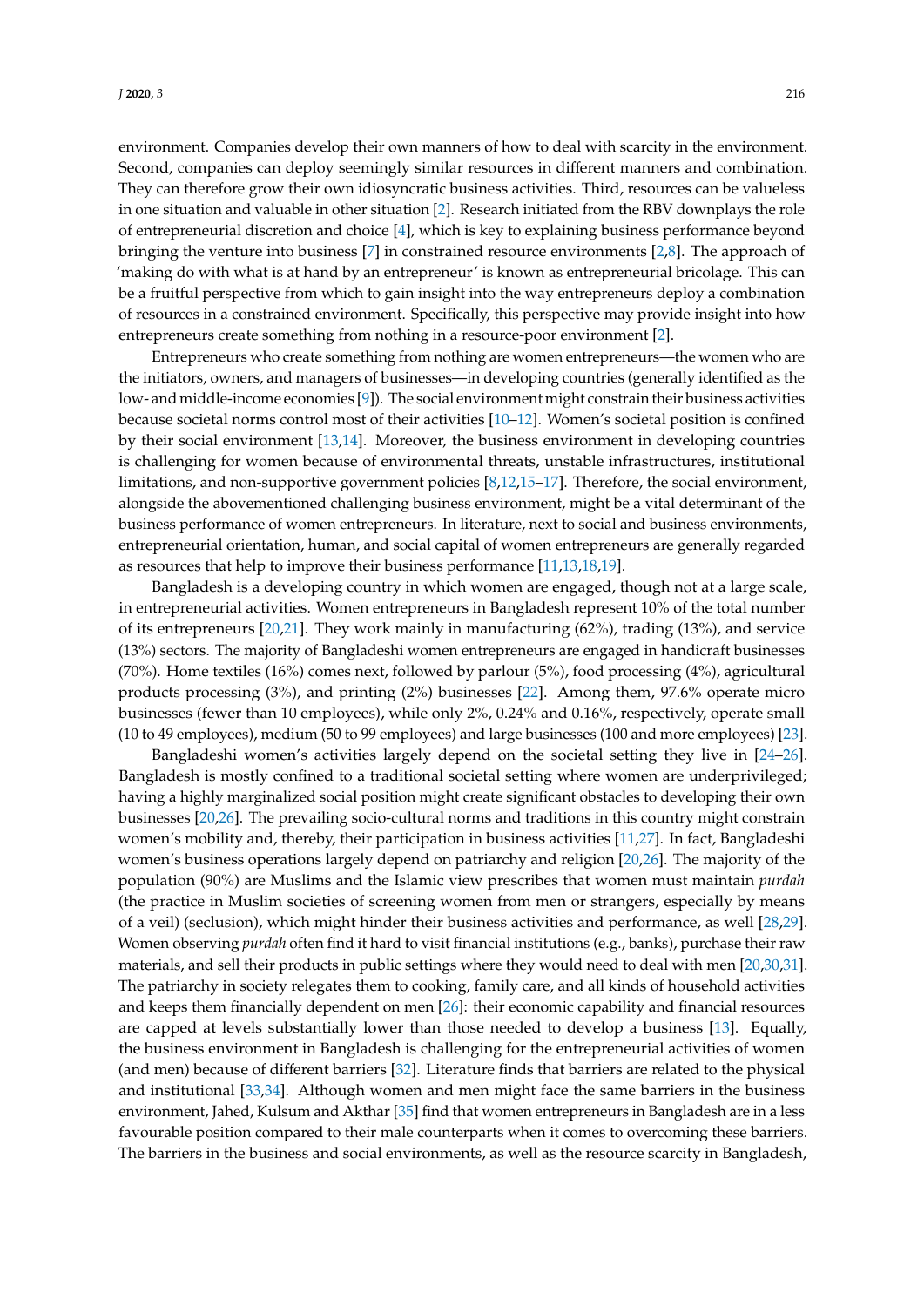environment. Companies develop their own manners of how to deal with scarcity in the environment. Second, companies can deploy seemingly similar resources in different manners and combination. They can therefore grow their own idiosyncratic business activities. Third, resources can be valueless in one situation and valuable in other situation [2]. Research initiated from the RBV downplays the role of entrepreneurial discretion and choice [4], which is key to explaining business performance beyond bringing the venture into business [7] in constrained resource environments [2,8]. The approach of 'making do with what is at hand by an entrepreneur' is known as entrepreneurial bricolage. This can be a fruitful perspective from which to gain insight into the way entrepreneurs deploy a combination of resources in a constrained environment. Specifically, this perspective may provide insight into how entrepreneurs create something from nothing in a resource-poor environment [2].

Entrepreneurs who create something from nothing are women entrepreneurs—the women who are the initiators, owners, and managers of businesses—in developing countries (generally identified as the low- and middle-income economies [9]). The social environment might constrain their business activities because societal norms control most of their activities [10–12]. Women's societal position is confined by their social environment [13,14]. Moreover, the business environment in developing countries is challenging for women because of environmental threats, unstable infrastructures, institutional limitations, and non-supportive government policies [8,12,15–17]. Therefore, the social environment, alongside the abovementioned challenging business environment, might be a vital determinant of the business performance of women entrepreneurs. In literature, next to social and business environments, entrepreneurial orientation, human, and social capital of women entrepreneurs are generally regarded as resources that help to improve their business performance [11,13,18,19].

Bangladesh is a developing country in which women are engaged, though not at a large scale, in entrepreneurial activities. Women entrepreneurs in Bangladesh represent 10% of the total number of its entrepreneurs [20,21]. They work mainly in manufacturing (62%), trading (13%), and service (13%) sectors. The majority of Bangladeshi women entrepreneurs are engaged in handicraft businesses (70%). Home textiles (16%) comes next, followed by parlour (5%), food processing (4%), agricultural products processing (3%), and printing (2%) businesses [22]. Among them, 97.6% operate micro businesses (fewer than 10 employees), while only 2%, 0.24% and 0.16%, respectively, operate small (10 to 49 employees), medium (50 to 99 employees) and large businesses (100 and more employees) [23].

Bangladeshi women's activities largely depend on the societal setting they live in [24–26]. Bangladesh is mostly confined to a traditional societal setting where women are underprivileged; having a highly marginalized social position might create significant obstacles to developing their own businesses [20,26]. The prevailing socio-cultural norms and traditions in this country might constrain women's mobility and, thereby, their participation in business activities [11,27]. In fact, Bangladeshi women's business operations largely depend on patriarchy and religion [20,26]. The majority of the population (90%) are Muslims and the Islamic view prescribes that women must maintain *purdah* (the practice in Muslim societies of screening women from men or strangers, especially by means of a veil) (seclusion), which might hinder their business activities and performance, as well [28,29]. Women observing *purdah* often find it hard to visit financial institutions (e.g., banks), purchase their raw materials, and sell their products in public settings where they would need to deal with men [20,30,31]. The patriarchy in society relegates them to cooking, family care, and all kinds of household activities and keeps them financially dependent on men [26]: their economic capability and financial resources are capped at levels substantially lower than those needed to develop a business [13]. Equally, the business environment in Bangladesh is challenging for the entrepreneurial activities of women (and men) because of different barriers [32]. Literature finds that barriers are related to the physical and institutional [33,34]. Although women and men might face the same barriers in the business environment, Jahed, Kulsum and Akthar [35] find that women entrepreneurs in Bangladesh are in a less favourable position compared to their male counterparts when it comes to overcoming these barriers. The barriers in the business and social environments, as well as the resource scarcity in Bangladesh,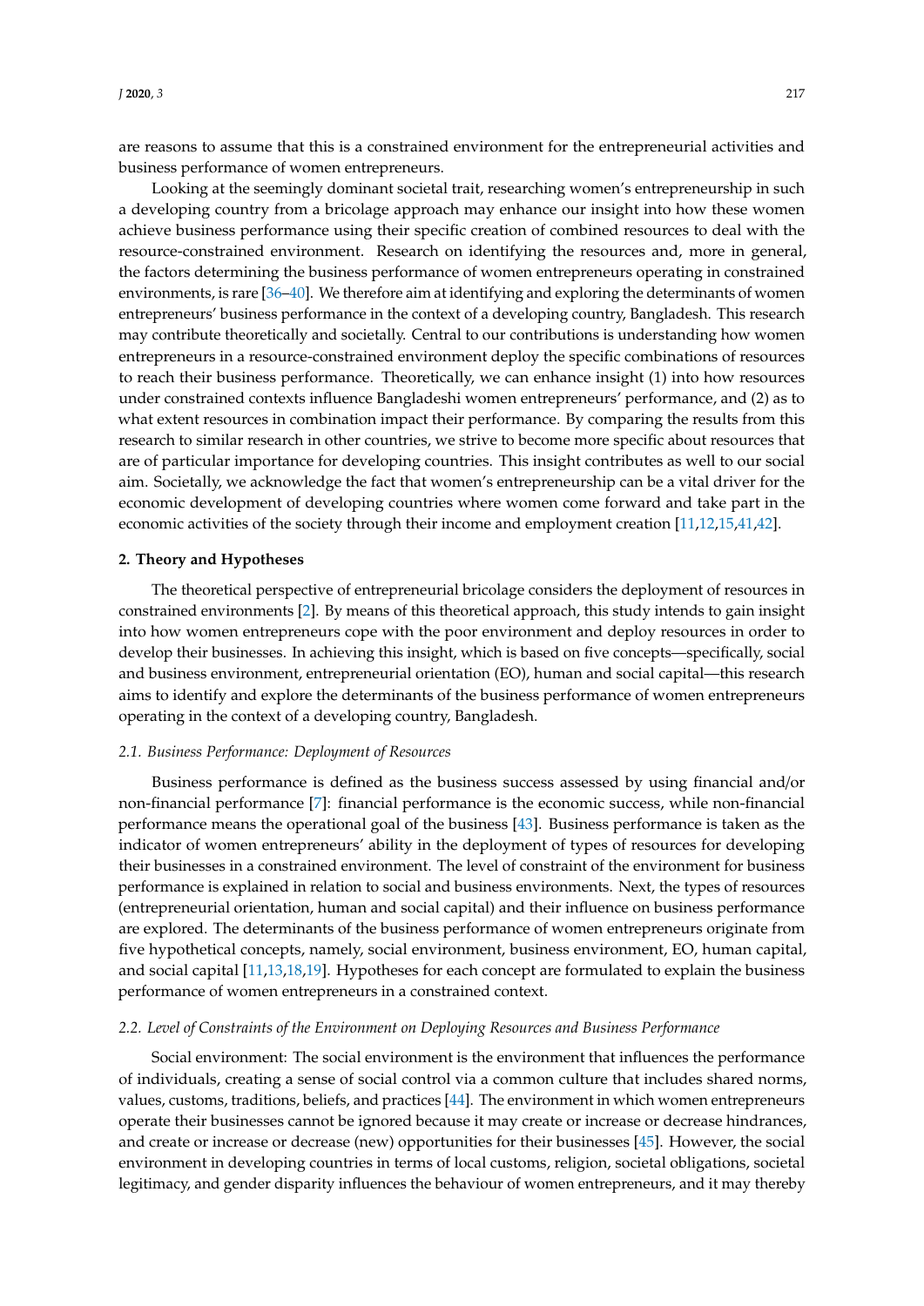are reasons to assume that this is a constrained environment for the entrepreneurial activities and business performance of women entrepreneurs.

Looking at the seemingly dominant societal trait, researching women's entrepreneurship in such a developing country from a bricolage approach may enhance our insight into how these women achieve business performance using their specific creation of combined resources to deal with the resource-constrained environment. Research on identifying the resources and, more in general, the factors determining the business performance of women entrepreneurs operating in constrained environments, is rare [36–40]. We therefore aim at identifying and exploring the determinants of women entrepreneurs' business performance in the context of a developing country, Bangladesh. This research may contribute theoretically and societally. Central to our contributions is understanding how women entrepreneurs in a resource-constrained environment deploy the specific combinations of resources to reach their business performance. Theoretically, we can enhance insight (1) into how resources under constrained contexts influence Bangladeshi women entrepreneurs' performance, and (2) as to what extent resources in combination impact their performance. By comparing the results from this research to similar research in other countries, we strive to become more specific about resources that are of particular importance for developing countries. This insight contributes as well to our social aim. Societally, we acknowledge the fact that women's entrepreneurship can be a vital driver for the economic development of developing countries where women come forward and take part in the economic activities of the society through their income and employment creation [11,12,15,41,42].

## 2. Theory and Hypotheses

The theoretical perspective of entrepreneurial bricolage considers the deployment of resources in constrained environments [2]. By means of this theoretical approach, this study intends to gain insight into how women entrepreneurs cope with the poor environment and deploy resources in order to develop their businesses. In achieving this insight, which is based on five concepts—specifically, social and business environment, entrepreneurial orientation (EO), human and social capital—this research aims to identify and explore the determinants of the business performance of women entrepreneurs operating in the context of a developing country, Bangladesh.

### *2.1. Business Performance: Deployment of Resources*

Business performance is defined as the business success assessed by using financial and/or non-financial performance [7]: financial performance is the economic success, while non-financial performance means the operational goal of the business [43]. Business performance is taken as the indicator of women entrepreneurs' ability in the deployment of types of resources for developing their businesses in a constrained environment. The level of constraint of the environment for business performance is explained in relation to social and business environments. Next, the types of resources (entrepreneurial orientation, human and social capital) and their influence on business performance are explored. The determinants of the business performance of women entrepreneurs originate from five hypothetical concepts, namely, social environment, business environment, EO, human capital, and social capital [11,13,18,19]. Hypotheses for each concept are formulated to explain the business performance of women entrepreneurs in a constrained context.

### *2.2. Level of Constraints of the Environment on Deploying Resources and Business Performance*

Social environment: The social environment is the environment that influences the performance of individuals, creating a sense of social control via a common culture that includes shared norms, values, customs, traditions, beliefs, and practices [44]. The environment in which women entrepreneurs operate their businesses cannot be ignored because it may create or increase or decrease hindrances, and create or increase or decrease (new) opportunities for their businesses [45]. However, the social environment in developing countries in terms of local customs, religion, societal obligations, societal legitimacy, and gender disparity influences the behaviour of women entrepreneurs, and it may thereby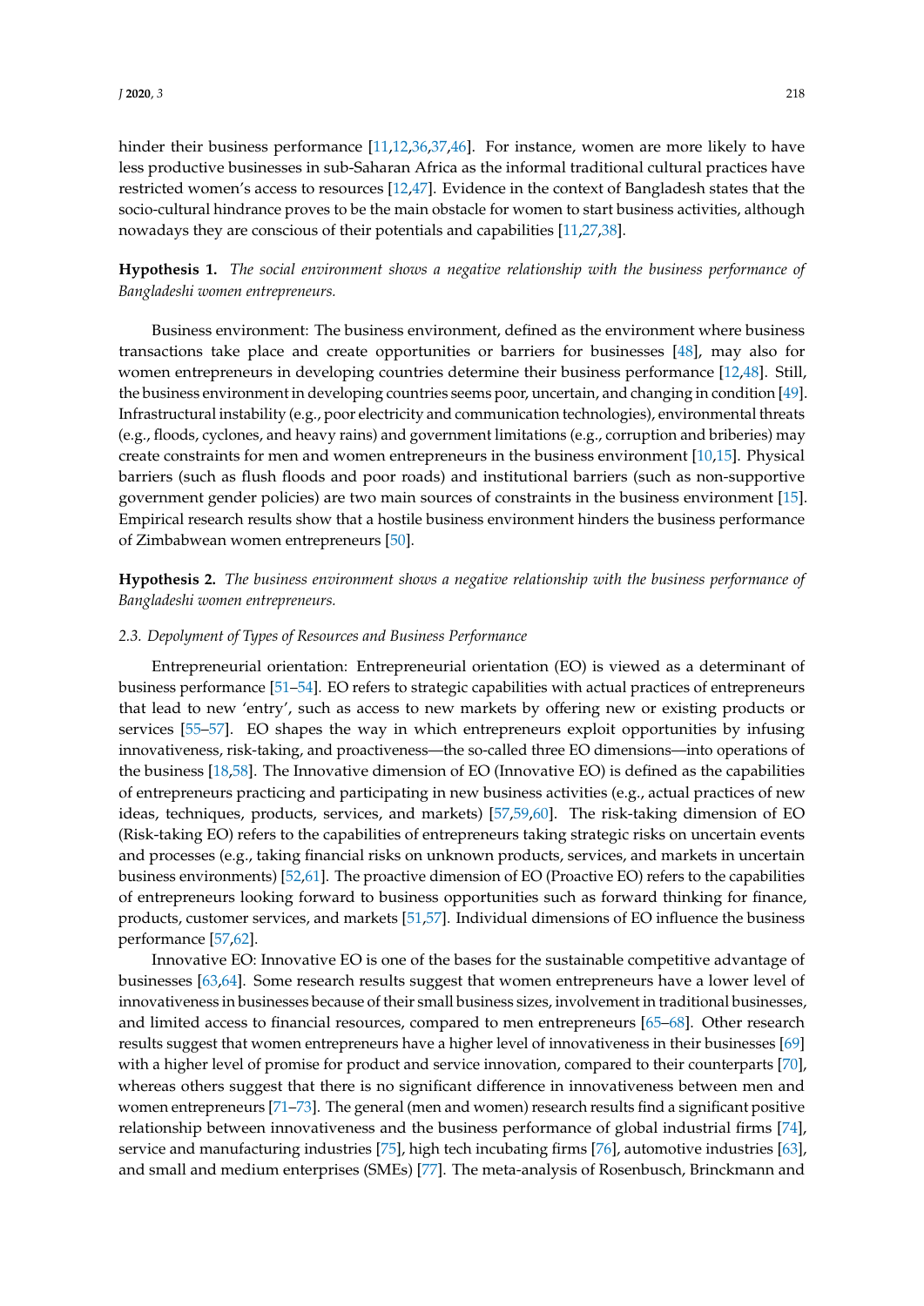hinder their business performance [11,12,36,37,46]. For instance, women are more likely to have less productive businesses in sub-Saharan Africa as the informal traditional cultural practices have restricted women's access to resources [12,47]. Evidence in the context of Bangladesh states that the socio-cultural hindrance proves to be the main obstacle for women to start business activities, although nowadays they are conscious of their potentials and capabilities [11,27,38].

**Hypothesis 1.** *The social environment shows a negative relationship with the business performance of Bangladeshi women entrepreneurs.*

Business environment: The business environment, defined as the environment where business transactions take place and create opportunities or barriers for businesses [48], may also for women entrepreneurs in developing countries determine their business performance [12,48]. Still, the business environment in developing countries seems poor, uncertain, and changing in condition [49]. Infrastructural instability (e.g., poor electricity and communication technologies), environmental threats (e.g., floods, cyclones, and heavy rains) and government limitations (e.g., corruption and briberies) may create constraints for men and women entrepreneurs in the business environment [10,15]. Physical barriers (such as flush floods and poor roads) and institutional barriers (such as non-supportive government gender policies) are two main sources of constraints in the business environment [15]. Empirical research results show that a hostile business environment hinders the business performance of Zimbabwean women entrepreneurs [50].

**Hypothesis 2.** *The business environment shows a negative relationship with the business performance of Bangladeshi women entrepreneurs.*

### *2.3. Depolyment of Types of Resources and Business Performance*

Entrepreneurial orientation: Entrepreneurial orientation (EO) is viewed as a determinant of business performance [51–54]. EO refers to strategic capabilities with actual practices of entrepreneurs that lead to new 'entry', such as access to new markets by offering new or existing products or services [55–57]. EO shapes the way in which entrepreneurs exploit opportunities by infusing innovativeness, risk-taking, and proactiveness—the so-called three EO dimensions—into operations of the business [18,58]. The Innovative dimension of EO (Innovative EO) is defined as the capabilities of entrepreneurs practicing and participating in new business activities (e.g., actual practices of new ideas, techniques, products, services, and markets) [57,59,60]. The risk-taking dimension of EO (Risk-taking EO) refers to the capabilities of entrepreneurs taking strategic risks on uncertain events and processes (e.g., taking financial risks on unknown products, services, and markets in uncertain business environments) [52,61]. The proactive dimension of EO (Proactive EO) refers to the capabilities of entrepreneurs looking forward to business opportunities such as forward thinking for finance, products, customer services, and markets [51,57]. Individual dimensions of EO influence the business performance [57,62].

Innovative EO: Innovative EO is one of the bases for the sustainable competitive advantage of businesses [63,64]. Some research results suggest that women entrepreneurs have a lower level of innovativeness in businesses because of their small business sizes, involvement in traditional businesses, and limited access to financial resources, compared to men entrepreneurs [65–68]. Other research results suggest that women entrepreneurs have a higher level of innovativeness in their businesses [69] with a higher level of promise for product and service innovation, compared to their counterparts [70], whereas others suggest that there is no significant difference in innovativeness between men and women entrepreneurs [71–73]. The general (men and women) research results find a significant positive relationship between innovativeness and the business performance of global industrial firms [74], service and manufacturing industries [75], high tech incubating firms [76], automotive industries [63], and small and medium enterprises (SMEs) [77]. The meta-analysis of Rosenbusch, Brinckmann and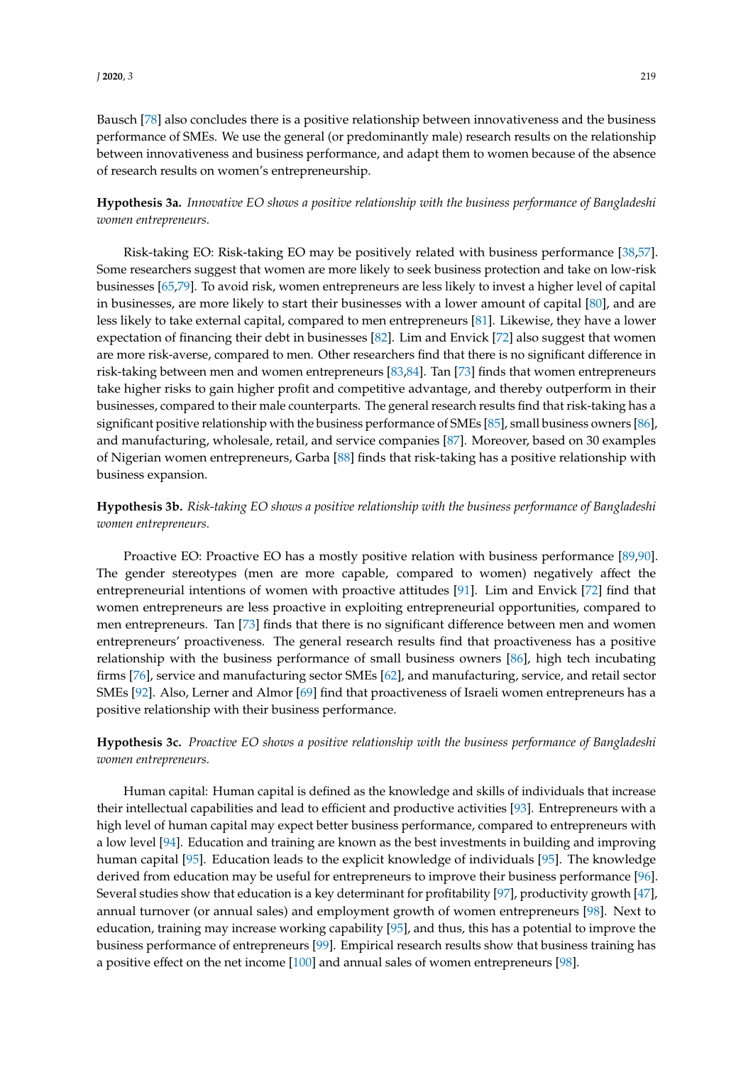Bausch [78] also concludes there is a positive relationship between innovativeness and the business performance of SMEs. We use the general (or predominantly male) research results on the relationship between innovativeness and business performance, and adapt them to women because of the absence of research results on women's entrepreneurship.

**Hypothesis 3a.** *Innovative EO shows a positive relationship with the business performance of Bangladeshi women entrepreneurs.*

Risk-taking EO: Risk-taking EO may be positively related with business performance [38,57]. Some researchers suggest that women are more likely to seek business protection and take on low-risk businesses [65,79]. To avoid risk, women entrepreneurs are less likely to invest a higher level of capital in businesses, are more likely to start their businesses with a lower amount of capital [80], and are less likely to take external capital, compared to men entrepreneurs [81]. Likewise, they have a lower expectation of financing their debt in businesses [82]. Lim and Envick [72] also suggest that women are more risk-averse, compared to men. Other researchers find that there is no significant difference in risk-taking between men and women entrepreneurs [83,84]. Tan [73] finds that women entrepreneurs take higher risks to gain higher profit and competitive advantage, and thereby outperform in their businesses, compared to their male counterparts. The general research results find that risk-taking has a significant positive relationship with the business performance of SMEs [85], small business owners [86], and manufacturing, wholesale, retail, and service companies [87]. Moreover, based on 30 examples of Nigerian women entrepreneurs, Garba [88] finds that risk-taking has a positive relationship with business expansion.

**Hypothesis 3b.** *Risk-taking EO shows a positive relationship with the business performance of Bangladeshi women entrepreneurs.*

Proactive EO: Proactive EO has a mostly positive relation with business performance [89,90]. The gender stereotypes (men are more capable, compared to women) negatively affect the entrepreneurial intentions of women with proactive attitudes [91]. Lim and Envick [72] find that women entrepreneurs are less proactive in exploiting entrepreneurial opportunities, compared to men entrepreneurs. Tan [73] finds that there is no significant difference between men and women entrepreneurs' proactiveness. The general research results find that proactiveness has a positive relationship with the business performance of small business owners [86], high tech incubating firms [76], service and manufacturing sector SMEs [62], and manufacturing, service, and retail sector SMEs [92]. Also, Lerner and Almor [69] find that proactiveness of Israeli women entrepreneurs has a positive relationship with their business performance.

**Hypothesis 3c.** *Proactive EO shows a positive relationship with the business performance of Bangladeshi women entrepreneurs.*

Human capital: Human capital is defined as the knowledge and skills of individuals that increase their intellectual capabilities and lead to efficient and productive activities [93]. Entrepreneurs with a high level of human capital may expect better business performance, compared to entrepreneurs with a low level [94]. Education and training are known as the best investments in building and improving human capital [95]. Education leads to the explicit knowledge of individuals [95]. The knowledge derived from education may be useful for entrepreneurs to improve their business performance [96]. Several studies show that education is a key determinant for profitability [97], productivity growth [47], annual turnover (or annual sales) and employment growth of women entrepreneurs [98]. Next to education, training may increase working capability [95], and thus, this has a potential to improve the business performance of entrepreneurs [99]. Empirical research results show that business training has a positive effect on the net income [100] and annual sales of women entrepreneurs [98].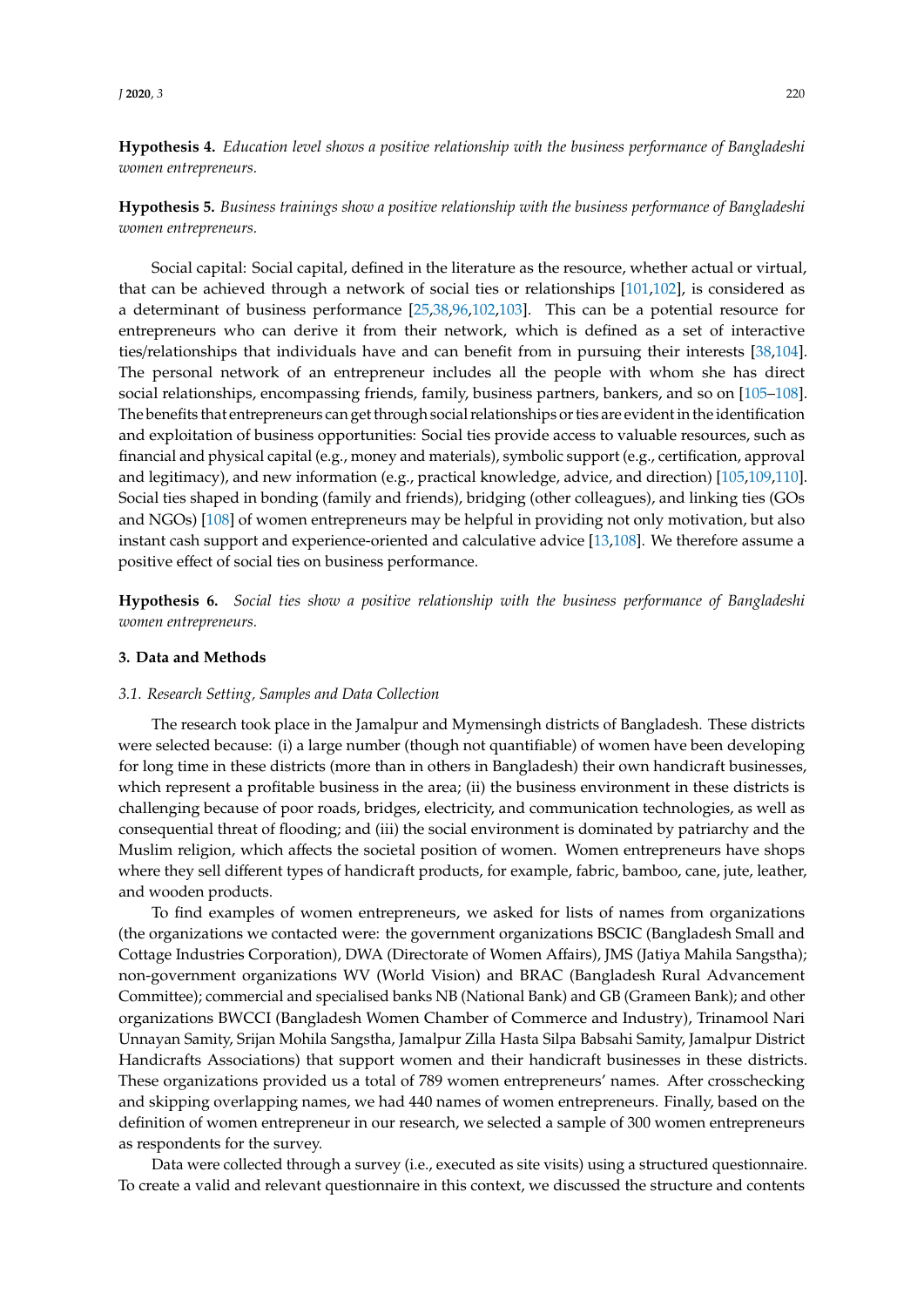**Hypothesis 4.** *Education level shows a positive relationship with the business performance of Bangladeshi women entrepreneurs.*

**Hypothesis 5.** *Business trainings show a positive relationship with the business performance of Bangladeshi women entrepreneurs.*

Social capital: Social capital, defined in the literature as the resource, whether actual or virtual, that can be achieved through a network of social ties or relationships [101,102], is considered as a determinant of business performance [25,38,96,102,103]. This can be a potential resource for entrepreneurs who can derive it from their network, which is defined as a set of interactive ties/relationships that individuals have and can benefit from in pursuing their interests [38,104]. The personal network of an entrepreneur includes all the people with whom she has direct social relationships, encompassing friends, family, business partners, bankers, and so on [105–108]. The benefits that entrepreneurs can get through social relationships or ties are evident in the identification and exploitation of business opportunities: Social ties provide access to valuable resources, such as financial and physical capital (e.g., money and materials), symbolic support (e.g., certification, approval and legitimacy), and new information (e.g., practical knowledge, advice, and direction) [105,109,110]. Social ties shaped in bonding (family and friends), bridging (other colleagues), and linking ties (GOs and NGOs) [108] of women entrepreneurs may be helpful in providing not only motivation, but also instant cash support and experience-oriented and calculative advice [13,108]. We therefore assume a positive effect of social ties on business performance.

**Hypothesis 6.** *Social ties show a positive relationship with the business performance of Bangladeshi women entrepreneurs.*

## 3. Data and Methods

### *3.1. Research Setting, Samples and Data Collection*

The research took place in the Jamalpur and Mymensingh districts of Bangladesh. These districts were selected because: (i) a large number (though not quantifiable) of women have been developing for long time in these districts (more than in others in Bangladesh) their own handicraft businesses, which represent a profitable business in the area; (ii) the business environment in these districts is challenging because of poor roads, bridges, electricity, and communication technologies, as well as consequential threat of flooding; and (iii) the social environment is dominated by patriarchy and the Muslim religion, which affects the societal position of women. Women entrepreneurs have shops where they sell different types of handicraft products, for example, fabric, bamboo, cane, jute, leather, and wooden products.

To find examples of women entrepreneurs, we asked for lists of names from organizations (the organizations we contacted were: the government organizations BSCIC (Bangladesh Small and Cottage Industries Corporation), DWA (Directorate of Women Affairs), JMS (Jatiya Mahila Sangstha); non-government organizations WV (World Vision) and BRAC (Bangladesh Rural Advancement Committee); commercial and specialised banks NB (National Bank) and GB (Grameen Bank); and other organizations BWCCI (Bangladesh Women Chamber of Commerce and Industry), Trinamool Nari Unnayan Samity, Srijan Mohila Sangstha, Jamalpur Zilla Hasta Silpa Babsahi Samity, Jamalpur District Handicrafts Associations) that support women and their handicraft businesses in these districts. These organizations provided us a total of 789 women entrepreneurs' names. After crosschecking and skipping overlapping names, we had 440 names of women entrepreneurs. Finally, based on the definition of women entrepreneur in our research, we selected a sample of 300 women entrepreneurs as respondents for the survey.

Data were collected through a survey (i.e., executed as site visits) using a structured questionnaire. To create a valid and relevant questionnaire in this context, we discussed the structure and contents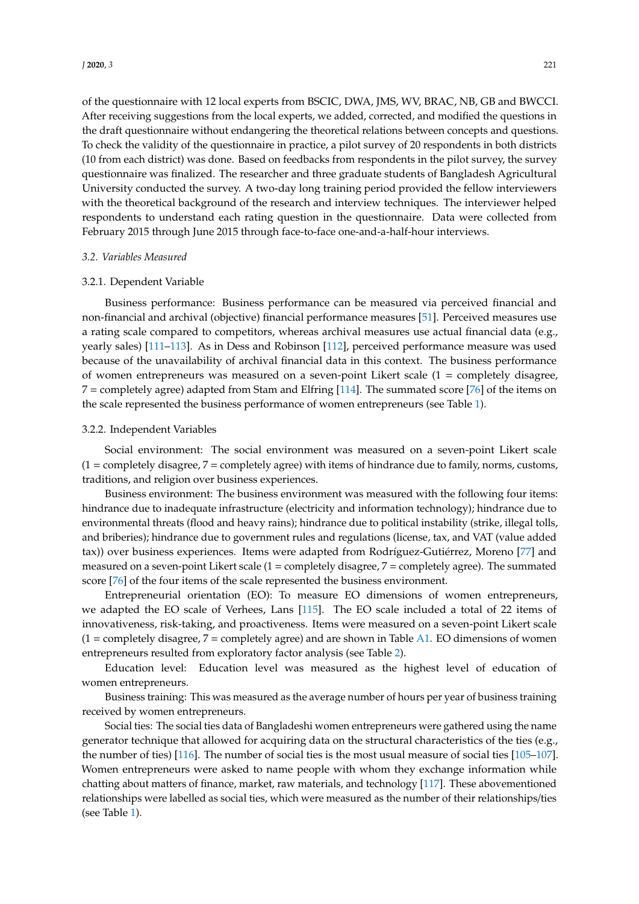of the questionnaire with 12 local experts from BSCIC, DWA, JMS, WV, BRAC, NB, GB and BWCCI. After receiving suggestions from the local experts, we added, corrected, and modified the questions in the draft questionnaire without endangering the theoretical relations between concepts and questions. To check the validity of the questionnaire in practice, a pilot survey of 20 respondents in both districts (10 from each district) was done. Based on feedbacks from respondents in the pilot survey, the survey questionnaire was finalized. The researcher and three graduate students of Bangladesh Agricultural University conducted the survey. A two-day long training period provided the fellow interviewers with the theoretical background of the research and interview techniques. The interviewer helped respondents to understand each rating question in the questionnaire. Data were collected from February 2015 through June 2015 through face-to-face one-and-a-half-hour interviews.

### *3.2. Variables Measured*

#### 3.2.1. Dependent Variable

Business performance: Business performance can be measured via perceived financial and non-financial and archival (objective) financial performance measures [51]. Perceived measures use a rating scale compared to competitors, whereas archival measures use actual financial data (e.g., yearly sales) [111–113]. As in Dess and Robinson [112], perceived performance measure was used because of the unavailability of archival financial data in this context. The business performance of women entrepreneurs was measured on a seven-point Likert scale (1 = completely disagree, 7 = completely agree) adapted from Stam and Elfring [114]. The summated score [76] of the items on the scale represented the business performance of women entrepreneurs (see Table 1).

#### 3.2.2. Independent Variables

Social environment: The social environment was measured on a seven-point Likert scale (1 = completely disagree, 7 = completely agree) with items of hindrance due to family, norms, customs, traditions, and religion over business experiences.

Business environment: The business environment was measured with the following four items: hindrance due to inadequate infrastructure (electricity and information technology); hindrance due to environmental threats (flood and heavy rains); hindrance due to political instability (strike, illegal tolls, and briberies); hindrance due to government rules and regulations (license, tax, and VAT (value added tax)) over business experiences. Items were adapted from Rodríguez-Gutiérrez, Moreno [77] and measured on a seven-point Likert scale (1 = completely disagree, 7 = completely agree). The summated score [76] of the four items of the scale represented the business environment.

Entrepreneurial orientation (EO): To measure EO dimensions of women entrepreneurs, we adapted the EO scale of Verhees, Lans [115]. The EO scale included a total of 22 items of innovativeness, risk-taking, and proactiveness. Items were measured on a seven-point Likert scale (1 = completely disagree, 7 = completely agree) and are shown in Table A1. EO dimensions of women entrepreneurs resulted from exploratory factor analysis (see Table 2).

Education level: Education level was measured as the highest level of education of women entrepreneurs.

Business training: This was measured as the average number of hours per year of business training received by women entrepreneurs.

Social ties: The social ties data of Bangladeshi women entrepreneurs were gathered using the name generator technique that allowed for acquiring data on the structural characteristics of the ties (e.g., the number of ties) [116]. The number of social ties is the most usual measure of social ties [105–107]. Women entrepreneurs were asked to name people with whom they exchange information while chatting about matters of finance, market, raw materials, and technology [117]. These abovementioned relationships were labelled as social ties, which were measured as the number of their relationships/ties (see Table 1).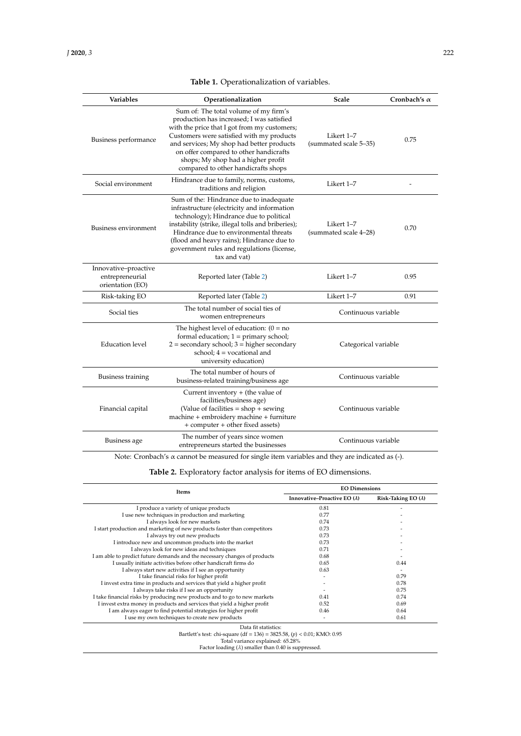**Table 1.** Operationalization of variables.

| Variables | Operationalization | Scale | Cronbach's α |
| --- | --- | --- | --- |
| Business performance | Sum of: The total volume of my firm's production has increased; I was satisfied with the price that I got from my customers; Customers were satisfied with my products and services; My shop had better products on offer compared to other handicrafts shops; My shop had a higher profit compared to other handicrafts shops | Likert 1–7 (summated scale 5–35) | 0.75 |
| Social environment | Hindrance due to family, norms, customs, traditions and religion | Likert 1–7 | - |
| Business environment | Sum of the: Hindrance due to inadequate infrastructure (electricity and information technology); Hindrance due to political instability (strike, illegal tolls and briberies); Hindrance due to environmental threats (flood and heavy rains); Hindrance due to government rules and regulations (license, tax and vat) | Likert 1–7 (summated scale 4–28) | 0.70 |
| Innovative–proactive entrepreneurial orientation (EO) | Reported later (Table 2) | Likert 1–7 | 0.95 |
| Risk-taking EO | Reported later (Table 2) | Likert 1–7 | 0.91 |
| Social ties | The total number of social ties of women entrepreneurs | Continuous variable | |
| Education level | The highest level of education: (0 = no formal education; 1 = primary school; 2 = secondary school; 3 = higher secondary school; 4 = vocational and university education) | Categorical variable | |
| Business training | The total number of hours of business-related training/business age | Continuous variable | |
| Financial capital | Current inventory + (the value of facilities/business age) (Value of facilities = shop + sewing machine + embroidery machine + furniture + computer + other fixed assets) | Continuous variable | |
| Business age | The number of years since women entrepreneurs started the businesses | Continuous variable | |

Note: Cronbach's α cannot be measured for single item variables and they are indicated as (-).

**Table 2.** Exploratory factor analysis for items of EO dimensions.

| Items | EO Dimensions | |
| --- | --- | --- |
| | Innovative–Proactive EO (λ) | Risk-Taking EO (λ) |
| I produce a variety of unique products | 0.81 | - |
| I use new techniques in production and marketing | 0.77 | - |
| I always look for new markets | 0.74 | - |
| I start production and marketing of new products faster than competitors | 0.73 | - |
| I always try out new products | 0.73 | - |
| I introduce new and uncommon products into the market | 0.73 | - |
| I always look for new ideas and techniques | 0.71 | - |
| I am able to predict future demands and the necessary changes of products | 0.68 | - |
| I usually initiate activities before other handicraft firms do | 0.65 | 0.44 |
| I always start new activities if I see an opportunity | 0.63 | - |
| I take financial risks for higher profit | - | 0.79 |
| I invest extra time in products and services that yield a higher profit | - | 0.78 |
| I always take risks if I see an opportunity | - | 0.75 |
| I take financial risks by producing new products and to go to new markets | 0.41 | 0.74 |
| I invest extra money in products and services that yield a higher profit | 0.52 | 0.69 |
| I am always eager to find potential strategies for higher profit | 0.46 | 0.64 |
| I use my own techniques to create new products | - | 0.61 |

Data fit statistics:
Bartlett's test: chi-square (df = 136) = 3825.58, ($p$) < 0.01; KMO: 0.95
Total variance explained: 65.28%
Factor loading (λ) smaller than 0.40 is suppressed.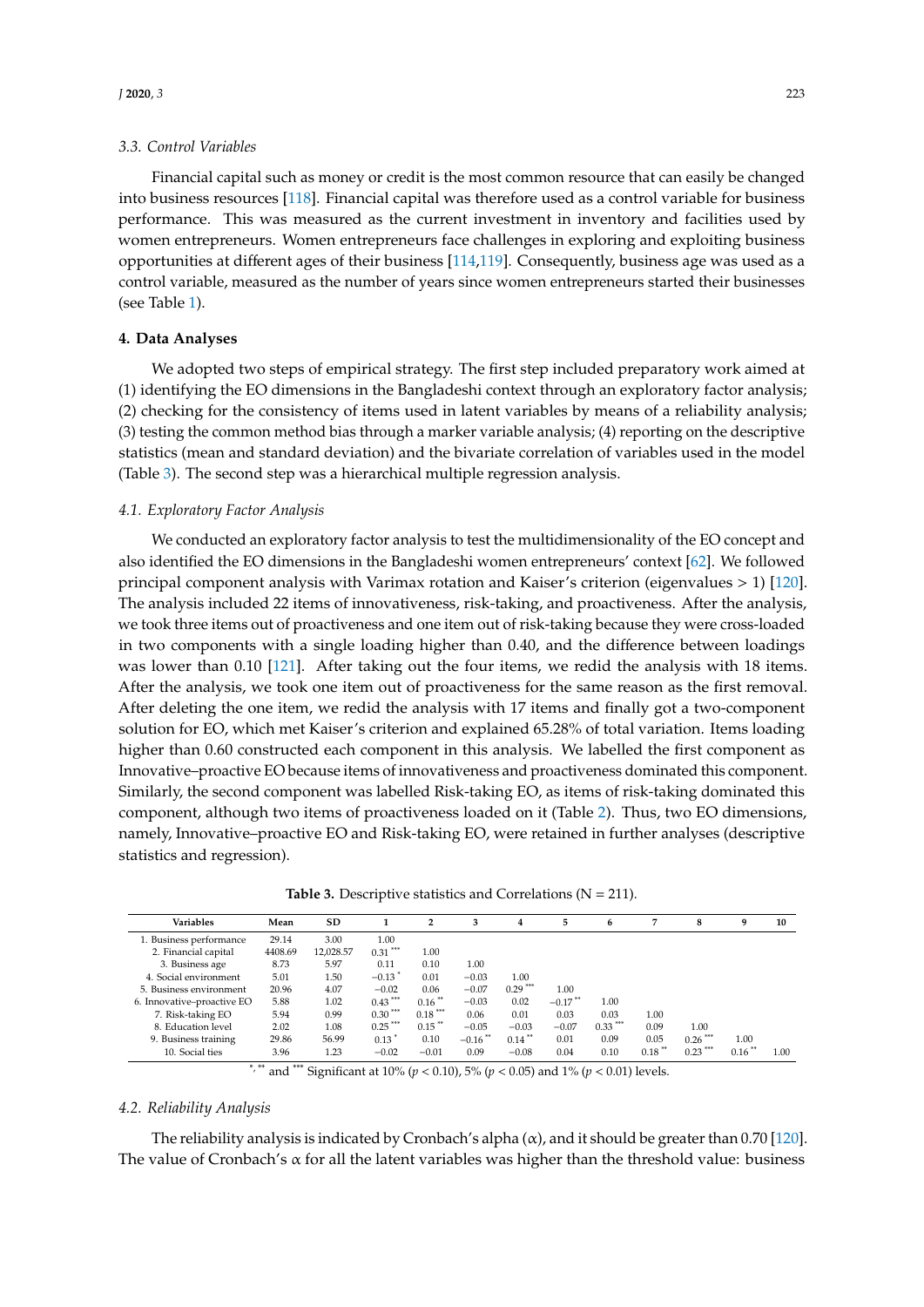### 3.3. Control Variables

Financial capital such as money or credit is the most common resource that can easily be changed into business resources [118]. Financial capital was therefore used as a control variable for business performance. This was measured as the current investment in inventory and facilities used by women entrepreneurs. Women entrepreneurs face challenges in exploring and exploiting business opportunities at different ages of their business [114,119]. Consequently, business age was used as a control variable, measured as the number of years since women entrepreneurs started their businesses (see Table 1).

## 4. Data Analyses

We adopted two steps of empirical strategy. The first step included preparatory work aimed at (1) identifying the EO dimensions in the Bangladeshi context through an exploratory factor analysis; (2) checking for the consistency of items used in latent variables by means of a reliability analysis; (3) testing the common method bias through a marker variable analysis; (4) reporting on the descriptive statistics (mean and standard deviation) and the bivariate correlation of variables used in the model (Table 3). The second step was a hierarchical multiple regression analysis.

### 4.1. Exploratory Factor Analysis

We conducted an exploratory factor analysis to test the multidimensionality of the EO concept and also identified the EO dimensions in the Bangladeshi women entrepreneurs' context [62]. We followed principal component analysis with Varimax rotation and Kaiser's criterion (eigenvalues > 1) [120]. The analysis included 22 items of innovativeness, risk-taking, and proactiveness. After the analysis, we took three items out of proactiveness and one item out of risk-taking because they were cross-loaded in two components with a single loading higher than 0.40, and the difference between loadings was lower than 0.10 [121]. After taking out the four items, we redid the analysis with 18 items. After the analysis, we took one item out of proactiveness for the same reason as the first removal. After deleting the one item, we redid the analysis with 17 items and finally got a two-component solution for EO, which met Kaiser's criterion and explained 65.28% of total variation. Items loading higher than 0.60 constructed each component in this analysis. We labelled the first component as Innovative–proactive EO because items of innovativeness and proactiveness dominated this component. Similarly, the second component was labelled Risk-taking EO, as items of risk-taking dominated this component, although two items of proactiveness loaded on it (Table 2). Thus, two EO dimensions, namely, Innovative–proactive EO and Risk-taking EO, were retained in further analyses (descriptive statistics and regression).

**Table 3.** Descriptive statistics and Correlations (N = 211).

| Variables | Mean | SD | 1 | 2 | 3 | 4 | 5 | 6 | 7 | 8 | 9 | 10 |
|---|---|---|---|---|---|---|---|---|---|---|---|---|
| 1. Business performance | 29.14 | 3.00 | 1.00 | | | | | | | | | |
| 2. Financial capital | 4408.69 | 12,028.57 | 0.31 *** | 1.00 | | | | | | | | |
| 3. Business age | 8.73 | 5.97 | 0.11 | 0.10 | 1.00 | | | | | | | |
| 4. Social environment | 5.01 | 1.50 | −0.13 * | 0.01 | −0.03 | 1.00 | | | | | | |
| 5. Business environment | 20.96 | 4.07 | −0.02 | 0.06 | −0.07 | 0.29 *** | 1.00 | | | | | |
| 6. Innovative–proactive EO | 5.88 | 1.02 | 0.43 *** | 0.16 ** | −0.03 | 0.02 | −0.17 ** | 1.00 | | | | |
| 7. Risk-taking EO | 5.94 | 0.99 | 0.30 *** | 0.18 *** | 0.06 | 0.01 | 0.03 | 0.03 | 1.00 | | | |
| 8. Education level | 2.02 | 1.08 | 0.25 *** | 0.15 ** | −0.05 | −0.03 | −0.07 | 0.33 *** | 0.09 | 1.00 | | |
| 9. Business training | 29.86 | 56.99 | 0.13 * | 0.10 | −0.16 ** | 0.14 ** | 0.01 | 0.09 | 0.05 | 0.26 *** | 1.00 | |
| 10. Social ties | 3.96 | 1.23 | −0.02 | −0.01 | 0.09 | −0.08 | 0.04 | 0.10 | 0.18 ** | 0.23 *** | 0.16 ** | 1.00 |

*, ** and *** Significant at 10% ($p < 0.10$), 5% ($p < 0.05$) and 1% ($p < 0.01$) levels.

### 4.2. Reliability Analysis

The reliability analysis is indicated by Cronbach's alpha ($\alpha$), and it should be greater than 0.70 [120]. The value of Cronbach's $\alpha$ for all the latent variables was higher than the threshold value: business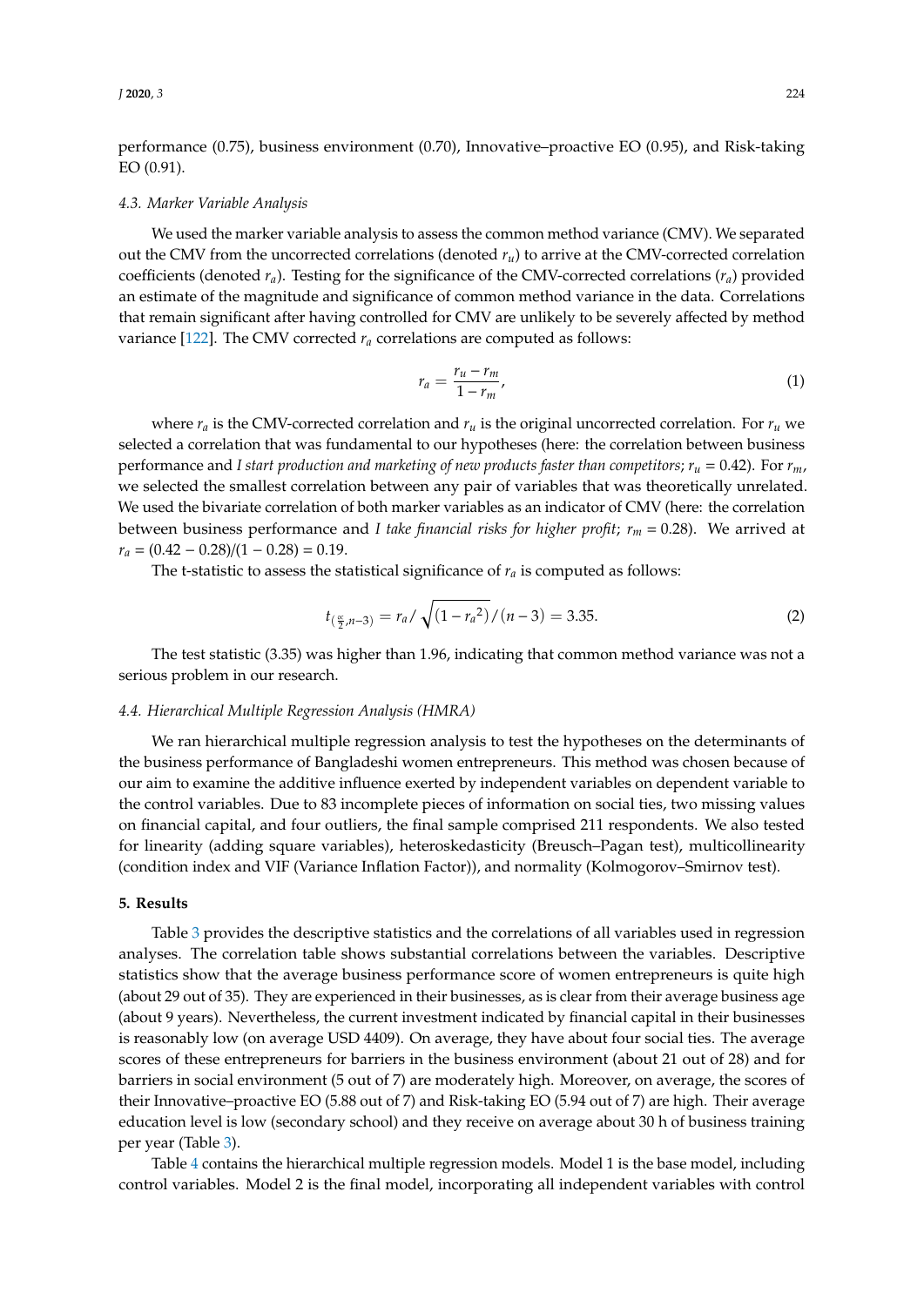performance (0.75), business environment (0.70), Innovative–proactive EO (0.95), and Risk-taking EO (0.91).

### 4.3. Marker Variable Analysis

We used the marker variable analysis to assess the common method variance (CMV). We separated out the CMV from the uncorrected correlations (denoted $r_u$) to arrive at the CMV-corrected correlation coefficients (denoted $r_a$). Testing for the significance of the CMV-corrected correlations ($r_a$) provided an estimate of the magnitude and significance of common method variance in the data. Correlations that remain significant after having controlled for CMV are unlikely to be severely affected by method variance [122]. The CMV corrected $r_a$ correlations are computed as follows:

$$r_a = \frac{r_u - r_m}{1 - r_m}, \tag{1}$$

where $r_a$ is the CMV-corrected correlation and $r_u$ is the original uncorrected correlation. For $r_u$ we selected a correlation that was fundamental to our hypotheses (here: the correlation between business performance and *I start production and marketing of new products faster than competitors*; $r_u = 0.42$). For $r_m$, we selected the smallest correlation between any pair of variables that was theoretically unrelated. We used the bivariate correlation of both marker variables as an indicator of CMV (here: the correlation between business performance and *I take financial risks for higher profit*; $r_m = 0.28$). We arrived at $r_a = (0.42 - 0.28)/(1 - 0.28) = 0.19$.

The t-statistic to assess the statistical significance of $r_a$ is computed as follows:

$$t_{(\frac{\alpha}{2}, n-3)} = r_a / \sqrt{(1 - {r_a}^2)} / (n - 3) = 3.35. \tag{2}$$

The test statistic (3.35) was higher than 1.96, indicating that common method variance was not a serious problem in our research.

### 4.4. Hierarchical Multiple Regression Analysis (HMRA)

We ran hierarchical multiple regression analysis to test the hypotheses on the determinants of the business performance of Bangladeshi women entrepreneurs. This method was chosen because of our aim to examine the additive influence exerted by independent variables on dependent variable to the control variables. Due to 83 incomplete pieces of information on social ties, two missing values on financial capital, and four outliers, the final sample comprised 211 respondents. We also tested for linearity (adding square variables), heteroskedasticity (Breusch–Pagan test), multicollinearity (condition index and VIF (Variance Inflation Factor)), and normality (Kolmogorov–Smirnov test).

## 5. Results

Table 3 provides the descriptive statistics and the correlations of all variables used in regression analyses. The correlation table shows substantial correlations between the variables. Descriptive statistics show that the average business performance score of women entrepreneurs is quite high (about 29 out of 35). They are experienced in their businesses, as is clear from their average business age (about 9 years). Nevertheless, the current investment indicated by financial capital in their businesses is reasonably low (on average USD 4409). On average, they have about four social ties. The average scores of these entrepreneurs for barriers in the business environment (about 21 out of 28) and for barriers in social environment (5 out of 7) are moderately high. Moreover, on average, the scores of their Innovative–proactive EO (5.88 out of 7) and Risk-taking EO (5.94 out of 7) are high. Their average education level is low (secondary school) and they receive on average about 30 h of business training per year (Table 3).

Table 4 contains the hierarchical multiple regression models. Model 1 is the base model, including control variables. Model 2 is the final model, incorporating all independent variables with control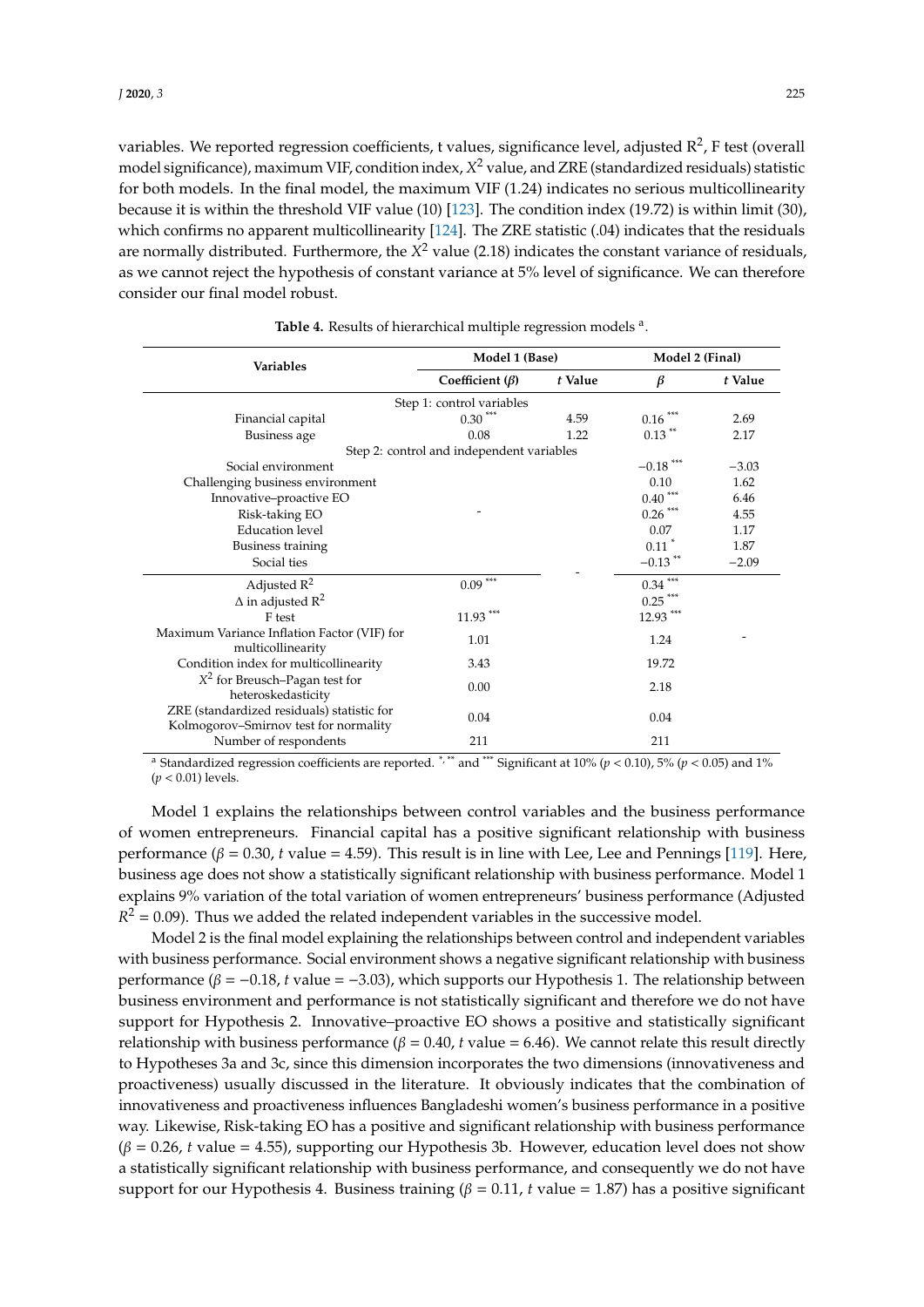variables. We reported regression coefficients, t values, significance level, adjusted $R^2$, F test (overall model significance), maximum VIF, condition index, $X^2$ value, and ZRE (standardized residuals) statistic for both models. In the final model, the maximum VIF (1.24) indicates no serious multicollinearity because it is within the threshold VIF value (10) [123]. The condition index (19.72) is within limit (30), which confirms no apparent multicollinearity [124]. The ZRE statistic (.04) indicates that the residuals are normally distributed. Furthermore, the $X^2$ value (2.18) indicates the constant variance of residuals, as we cannot reject the hypothesis of constant variance at 5% level of significance. We can therefore consider our final model robust.

**Table 4.** Results of hierarchical multiple regression models [a].

| Variables | Model 1 (Base) | | Model 2 (Final) | |
|---|---|---|---|---|
| | **Coefficient ($\beta$)** | ***t* Value** | **$\beta$** | ***t* Value** |
| Step 1: control variables | | | | |
| Financial capital | 0.30 *** | 4.59 | 0.16 *** | 2.69 |
| Business age | 0.08 | 1.22 | 0.13 ** | 2.17 |
| Step 2: control and independent variables | | | | |
| Social environment | - | | −0.18 *** | −3.03 |
| Challenging business environment | | | 0.10 | 1.62 |
| Innovative–proactive EO | | | 0.40 *** | 6.46 |
| Risk-taking EO | | | 0.26 *** | 4.55 |
| Education level | | | 0.07 | 1.17 |
| Business training | | | 0.11 * | 1.87 |
| Social ties | | | −0.13 ** | −2.09 |
| Adjusted $R^2$ | 0.09 *** | - | 0.34 *** | - |
| $\Delta$ in adjusted $R^2$ | | | 0.25 *** | |
| F test | 11.93 *** | | 12.93 *** | |
| Maximum Variance Inflation Factor (VIF) for multicollinearity | 1.01 | | 1.24 | |
| Condition index for multicollinearity | 3.43 | | 19.72 | |
| $X^2$ for Breusch–Pagan test for heteroskedasticity | 0.00 | | 2.18 | |
| ZRE (standardized residuals) statistic for Kolmogorov–Smirnov test for normality | 0.04 | | 0.04 | |
| Number of respondents | 211 | | 211 | |

[a] Standardized regression coefficients are reported. *, ** and *** Significant at 10% ($p < 0.10$), 5% ($p < 0.05$) and 1% ($p < 0.01$) levels.

Model 1 explains the relationships between control variables and the business performance of women entrepreneurs. Financial capital has a positive significant relationship with business performance ($\beta = 0.30$, *t* value = 4.59). This result is in line with Lee, Lee and Pennings [119]. Here, business age does not show a statistically significant relationship with business performance. Model 1 explains 9% variation of the total variation of women entrepreneurs' business performance (Adjusted $R^2 = 0.09$). Thus we added the related independent variables in the successive model.

Model 2 is the final model explaining the relationships between control and independent variables with business performance. Social environment shows a negative significant relationship with business performance ($\beta = -0.18$, *t* value = −3.03), which supports our Hypothesis 1. The relationship between business environment and performance is not statistically significant and therefore we do not have support for Hypothesis 2. Innovative–proactive EO shows a positive and statistically significant relationship with business performance ($\beta = 0.40$, *t* value = 6.46). We cannot relate this result directly to Hypotheses 3a and 3c, since this dimension incorporates the two dimensions (innovativeness and proactiveness) usually discussed in the literature. It obviously indicates that the combination of innovativeness and proactiveness influences Bangladeshi women's business performance in a positive way. Likewise, Risk-taking EO has a positive and significant relationship with business performance ($\beta = 0.26$, *t* value = 4.55), supporting our Hypothesis 3b. However, education level does not show a statistically significant relationship with business performance, and consequently we do not have support for our Hypothesis 4. Business training ($\beta = 0.11$, *t* value = 1.87) has a positive significant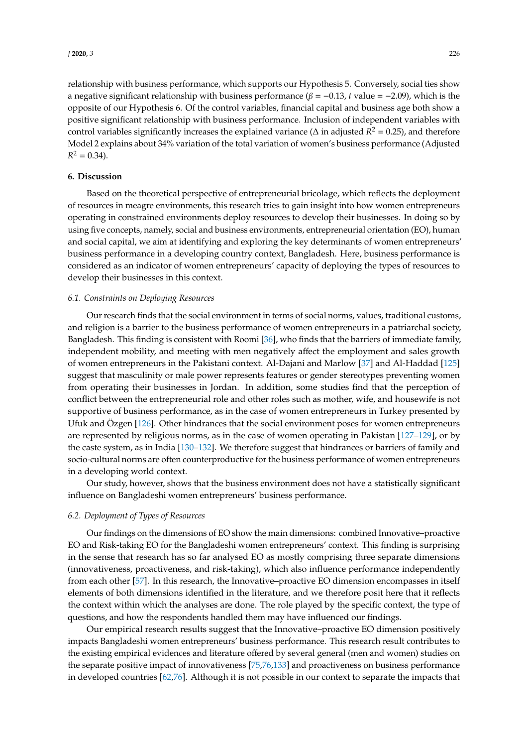relationship with business performance, which supports our Hypothesis 5. Conversely, social ties show a negative significant relationship with business performance ($\beta = -0.13$, $t$ value $= -2.09$), which is the opposite of our Hypothesis 6. Of the control variables, financial capital and business age both show a positive significant relationship with business performance. Inclusion of independent variables with control variables significantly increases the explained variance ($\Delta$ in adjusted $R^2 = 0.25$), and therefore Model 2 explains about 34% variation of the total variation of women's business performance (Adjusted $R^2 = 0.34$).

## 6. Discussion

Based on the theoretical perspective of entrepreneurial bricolage, which reflects the deployment of resources in meagre environments, this research tries to gain insight into how women entrepreneurs operating in constrained environments deploy resources to develop their businesses. In doing so by using five concepts, namely, social and business environments, entrepreneurial orientation (EO), human and social capital, we aim at identifying and exploring the key determinants of women entrepreneurs' business performance in a developing country context, Bangladesh. Here, business performance is considered as an indicator of women entrepreneurs' capacity of deploying the types of resources to develop their businesses in this context.

### 6.1. Constraints on Deploying Resources

Our research finds that the social environment in terms of social norms, values, traditional customs, and religion is a barrier to the business performance of women entrepreneurs in a patriarchal society, Bangladesh. This finding is consistent with Roomi [36], who finds that the barriers of immediate family, independent mobility, and meeting with men negatively affect the employment and sales growth of women entrepreneurs in the Pakistani context. Al-Dajani and Marlow [37] and Al-Haddad [125] suggest that masculinity or male power represents features or gender stereotypes preventing women from operating their businesses in Jordan. In addition, some studies find that the perception of conflict between the entrepreneurial role and other roles such as mother, wife, and housewife is not supportive of business performance, as in the case of women entrepreneurs in Turkey presented by Ufuk and Özgen [126]. Other hindrances that the social environment poses for women entrepreneurs are represented by religious norms, as in the case of women operating in Pakistan [127–129], or by the caste system, as in India [130–132]. We therefore suggest that hindrances or barriers of family and socio-cultural norms are often counterproductive for the business performance of women entrepreneurs in a developing world context.

Our study, however, shows that the business environment does not have a statistically significant influence on Bangladeshi women entrepreneurs' business performance.

### 6.2. Deployment of Types of Resources

Our findings on the dimensions of EO show the main dimensions: combined Innovative–proactive EO and Risk-taking EO for the Bangladeshi women entrepreneurs' context. This finding is surprising in the sense that research has so far analysed EO as mostly comprising three separate dimensions (innovativeness, proactiveness, and risk-taking), which also influence performance independently from each other [57]. In this research, the Innovative–proactive EO dimension encompasses in itself elements of both dimensions identified in the literature, and we therefore posit here that it reflects the context within which the analyses are done. The role played by the specific context, the type of questions, and how the respondents handled them may have influenced our findings.

Our empirical research results suggest that the Innovative–proactive EO dimension positively impacts Bangladeshi women entrepreneurs' business performance. This research result contributes to the existing empirical evidences and literature offered by several general (men and women) studies on the separate positive impact of innovativeness [75,76,133] and proactiveness on business performance in developed countries [62,76]. Although it is not possible in our context to separate the impacts that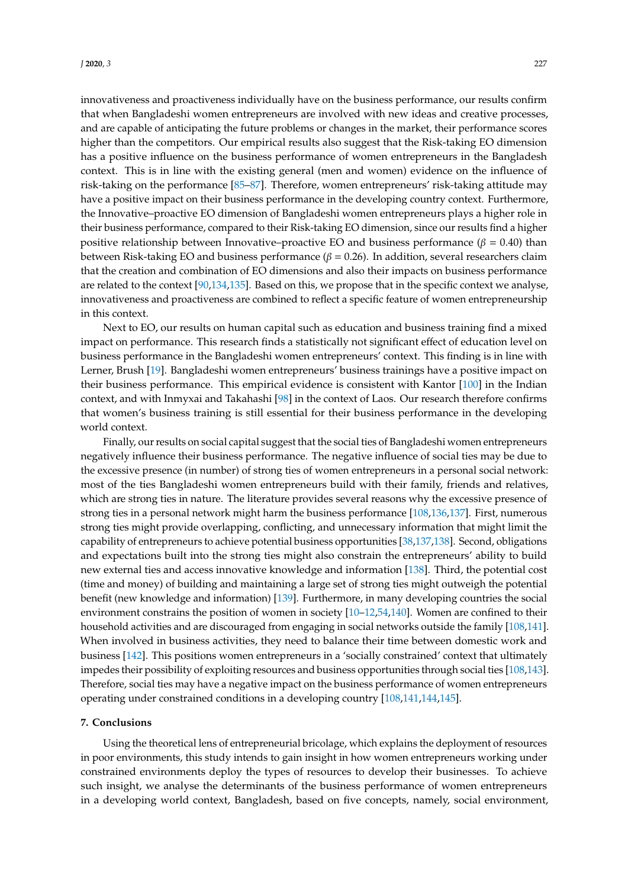innovativeness and proactiveness individually have on the business performance, our results confirm that when Bangladeshi women entrepreneurs are involved with new ideas and creative processes, and are capable of anticipating the future problems or changes in the market, their performance scores higher than the competitors. Our empirical results also suggest that the Risk-taking EO dimension has a positive influence on the business performance of women entrepreneurs in the Bangladesh context. This is in line with the existing general (men and women) evidence on the influence of risk-taking on the performance [85–87]. Therefore, women entrepreneurs' risk-taking attitude may have a positive impact on their business performance in the developing country context. Furthermore, the Innovative–proactive EO dimension of Bangladeshi women entrepreneurs plays a higher role in their business performance, compared to their Risk-taking EO dimension, since our results find a higher positive relationship between Innovative–proactive EO and business performance ($\beta$ = 0.40) than between Risk-taking EO and business performance ($\beta$ = 0.26). In addition, several researchers claim that the creation and combination of EO dimensions and also their impacts on business performance are related to the context [90,134,135]. Based on this, we propose that in the specific context we analyse, innovativeness and proactiveness are combined to reflect a specific feature of women entrepreneurship in this context.

Next to EO, our results on human capital such as education and business training find a mixed impact on performance. This research finds a statistically not significant effect of education level on business performance in the Bangladeshi women entrepreneurs' context. This finding is in line with Lerner, Brush [19]. Bangladeshi women entrepreneurs' business trainings have a positive impact on their business performance. This empirical evidence is consistent with Kantor [100] in the Indian context, and with Inmyxai and Takahashi [98] in the context of Laos. Our research therefore confirms that women's business training is still essential for their business performance in the developing world context.

Finally, our results on social capital suggest that the social ties of Bangladeshi women entrepreneurs negatively influence their business performance. The negative influence of social ties may be due to the excessive presence (in number) of strong ties of women entrepreneurs in a personal social network: most of the ties Bangladeshi women entrepreneurs build with their family, friends and relatives, which are strong ties in nature. The literature provides several reasons why the excessive presence of strong ties in a personal network might harm the business performance [108,136,137]. First, numerous strong ties might provide overlapping, conflicting, and unnecessary information that might limit the capability of entrepreneurs to achieve potential business opportunities [38,137,138]. Second, obligations and expectations built into the strong ties might also constrain the entrepreneurs' ability to build new external ties and access innovative knowledge and information [138]. Third, the potential cost (time and money) of building and maintaining a large set of strong ties might outweigh the potential benefit (new knowledge and information) [139]. Furthermore, in many developing countries the social environment constrains the position of women in society [10–12,54,140]. Women are confined to their household activities and are discouraged from engaging in social networks outside the family [108,141]. When involved in business activities, they need to balance their time between domestic work and business [142]. This positions women entrepreneurs in a 'socially constrained' context that ultimately impedes their possibility of exploiting resources and business opportunities through social ties [108,143]. Therefore, social ties may have a negative impact on the business performance of women entrepreneurs operating under constrained conditions in a developing country [108,141,144,145].

## 7. Conclusions

Using the theoretical lens of entrepreneurial bricolage, which explains the deployment of resources in poor environments, this study intends to gain insight in how women entrepreneurs working under constrained environments deploy the types of resources to develop their businesses. To achieve such insight, we analyse the determinants of the business performance of women entrepreneurs in a developing world context, Bangladesh, based on five concepts, namely, social environment,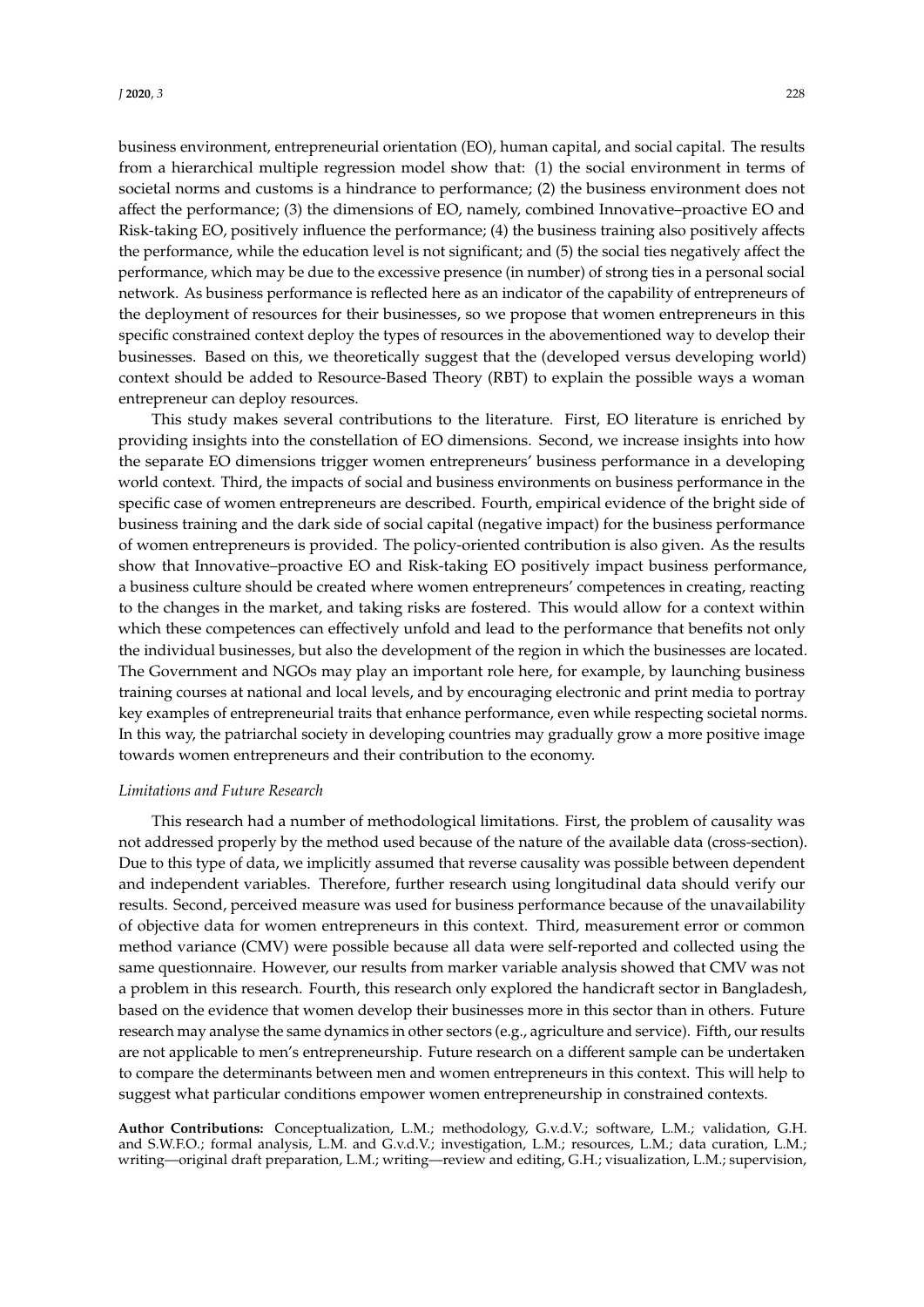business environment, entrepreneurial orientation (EO), human capital, and social capital. The results from a hierarchical multiple regression model show that: (1) the social environment in terms of societal norms and customs is a hindrance to performance; (2) the business environment does not affect the performance; (3) the dimensions of EO, namely, combined Innovative–proactive EO and Risk-taking EO, positively influence the performance; (4) the business training also positively affects the performance, while the education level is not significant; and (5) the social ties negatively affect the performance, which may be due to the excessive presence (in number) of strong ties in a personal social network. As business performance is reflected here as an indicator of the capability of entrepreneurs of the deployment of resources for their businesses, so we propose that women entrepreneurs in this specific constrained context deploy the types of resources in the abovementioned way to develop their businesses. Based on this, we theoretically suggest that the (developed versus developing world) context should be added to Resource-Based Theory (RBT) to explain the possible ways a woman entrepreneur can deploy resources.

This study makes several contributions to the literature. First, EO literature is enriched by providing insights into the constellation of EO dimensions. Second, we increase insights into how the separate EO dimensions trigger women entrepreneurs' business performance in a developing world context. Third, the impacts of social and business environments on business performance in the specific case of women entrepreneurs are described. Fourth, empirical evidence of the bright side of business training and the dark side of social capital (negative impact) for the business performance of women entrepreneurs is provided. The policy-oriented contribution is also given. As the results show that Innovative–proactive EO and Risk-taking EO positively impact business performance, a business culture should be created where women entrepreneurs' competences in creating, reacting to the changes in the market, and taking risks are fostered. This would allow for a context within which these competences can effectively unfold and lead to the performance that benefits not only the individual businesses, but also the development of the region in which the businesses are located. The Government and NGOs may play an important role here, for example, by launching business training courses at national and local levels, and by encouraging electronic and print media to portray key examples of entrepreneurial traits that enhance performance, even while respecting societal norms. In this way, the patriarchal society in developing countries may gradually grow a more positive image towards women entrepreneurs and their contribution to the economy.

*Limitations and Future Research*

This research had a number of methodological limitations. First, the problem of causality was not addressed properly by the method used because of the nature of the available data (cross-section). Due to this type of data, we implicitly assumed that reverse causality was possible between dependent and independent variables. Therefore, further research using longitudinal data should verify our results. Second, perceived measure was used for business performance because of the unavailability of objective data for women entrepreneurs in this context. Third, measurement error or common method variance (CMV) were possible because all data were self-reported and collected using the same questionnaire. However, our results from marker variable analysis showed that CMV was not a problem in this research. Fourth, this research only explored the handicraft sector in Bangladesh, based on the evidence that women develop their businesses more in this sector than in others. Future research may analyse the same dynamics in other sectors (e.g., agriculture and service). Fifth, our results are not applicable to men's entrepreneurship. Future research on a different sample can be undertaken to compare the determinants between men and women entrepreneurs in this context. This will help to suggest what particular conditions empower women entrepreneurship in constrained contexts.

**Author Contributions:** Conceptualization, L.M.; methodology, G.v.d.V.; software, L.M.; validation, G.H. and S.W.F.O.; formal analysis, L.M. and G.v.d.V.; investigation, L.M.; resources, L.M.; data curation, L.M.; writing—original draft preparation, L.M.; writing—review and editing, G.H.; visualization, L.M.; supervision,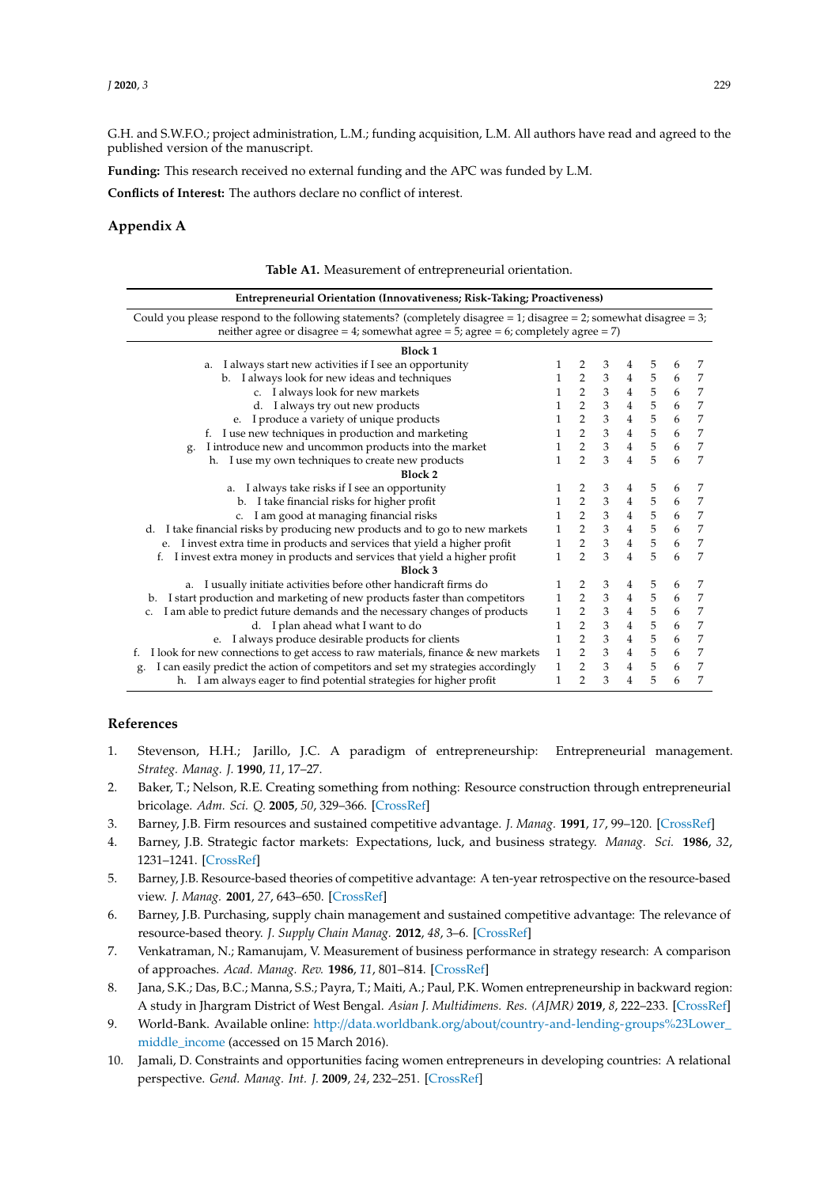G.H. and S.W.F.O.; project administration, L.M.; funding acquisition, L.M. All authors have read and agreed to the published version of the manuscript.

**Funding:** This research received no external funding and the APC was funded by L.M.

**Conflicts of Interest:** The authors declare no conflict of interest.

## Appendix A

**Table A1.** Measurement of entrepreneurial orientation.

| Entrepreneurial Orientation (Innovativeness; Risk-Taking; Proactiveness) | | | | | | | |
|---|---|---|---|---|---|---|---|
| Could you please respond to the following statements? (completely disagree = 1; disagree = 2; somewhat disagree = 3; neither agree or disagree = 4; somewhat agree = 5; agree = 6; completely agree = 7) | | | | | | | |
| **Block 1** | | | | | | | |
| a. I always start new activities if I see an opportunity | 1 | 2 | 3 | 4 | 5 | 6 | 7 |
| b. I always look for new ideas and techniques | 1 | 2 | 3 | 4 | 5 | 6 | 7 |
| c. I always look for new markets | 1 | 2 | 3 | 4 | 5 | 6 | 7 |
| d. I always try out new products | 1 | 2 | 3 | 4 | 5 | 6 | 7 |
| e. I produce a variety of unique products | 1 | 2 | 3 | 4 | 5 | 6 | 7 |
| f. I use new techniques in production and marketing | 1 | 2 | 3 | 4 | 5 | 6 | 7 |
| g. I introduce new and uncommon products into the market | 1 | 2 | 3 | 4 | 5 | 6 | 7 |
| h. I use my own techniques to create new products | 1 | 2 | 3 | 4 | 5 | 6 | 7 |
| **Block 2** | | | | | | | |
| a. I always take risks if I see an opportunity | 1 | 2 | 3 | 4 | 5 | 6 | 7 |
| b. I take financial risks for higher profit | 1 | 2 | 3 | 4 | 5 | 6 | 7 |
| c. I am good at managing financial risks | 1 | 2 | 3 | 4 | 5 | 6 | 7 |
| d. I take financial risks by producing new products and to go to new markets | 1 | 2 | 3 | 4 | 5 | 6 | 7 |
| e. I invest extra time in products and services that yield a higher profit | 1 | 2 | 3 | 4 | 5 | 6 | 7 |
| f. I invest extra money in products and services that yield a higher profit | 1 | 2 | 3 | 4 | 5 | 6 | 7 |
| **Block 3** | | | | | | | |
| a. I usually initiate activities before other handicraft firms do | 1 | 2 | 3 | 4 | 5 | 6 | 7 |
| b. I start production and marketing of new products faster than competitors | 1 | 2 | 3 | 4 | 5 | 6 | 7 |
| c. I am able to predict future demands and the necessary changes of products | 1 | 2 | 3 | 4 | 5 | 6 | 7 |
| d. I plan ahead what I want to do | 1 | 2 | 3 | 4 | 5 | 6 | 7 |
| e. I always produce desirable products for clients | 1 | 2 | 3 | 4 | 5 | 6 | 7 |
| f. I look for new connections to get access to raw materials, finance & new markets | 1 | 2 | 3 | 4 | 5 | 6 | 7 |
| g. I can easily predict the action of competitors and set my strategies accordingly | 1 | 2 | 3 | 4 | 5 | 6 | 7 |
| h. I am always eager to find potential strategies for higher profit | 1 | 2 | 3 | 4 | 5 | 6 | 7 |

## References

1. Stevenson, H.H.; Jarillo, J.C. A paradigm of entrepreneurship: Entrepreneurial management. *Strateg. Manag. J.* **1990**, *11*, 17–27.
2. Baker, T.; Nelson, R.E. Creating something from nothing: Resource construction through entrepreneurial bricolage. *Adm. Sci. Q.* **2005**, *50*, 329–366. [CrossRef]
3. Barney, J.B. Firm resources and sustained competitive advantage. *J. Manag.* **1991**, *17*, 99–120. [CrossRef]
4. Barney, J.B. Strategic factor markets: Expectations, luck, and business strategy. *Manag. Sci.* **1986**, *32*, 1231–1241. [CrossRef]
5. Barney, J.B. Resource-based theories of competitive advantage: A ten-year retrospective on the resource-based view. *J. Manag.* **2001**, *27*, 643–650. [CrossRef]
6. Barney, J.B. Purchasing, supply chain management and sustained competitive advantage: The relevance of resource-based theory. *J. Supply Chain Manag.* **2012**, *48*, 3–6. [CrossRef]
7. Venkatraman, N.; Ramanujam, V. Measurement of business performance in strategy research: A comparison of approaches. *Acad. Manag. Rev.* **1986**, *11*, 801–814. [CrossRef]
8. Jana, S.K.; Das, B.C.; Manna, S.S.; Payra, T.; Maiti, A.; Paul, P.K. Women entrepreneurship in backward region: A study in Jhargram District of West Bengal. *Asian J. Multidimens. Res. (AJMR)* **2019**, *8*, 222–233. [CrossRef]
9. World-Bank. Available online: http://data.worldbank.org/about/country-and-lending-groups%23Lower_middle_income (accessed on 15 March 2016).
10. Jamali, D. Constraints and opportunities facing women entrepreneurs in developing countries: A relational perspective. *Gend. Manag. Int. J.* **2009**, *24*, 232–251. [CrossRef]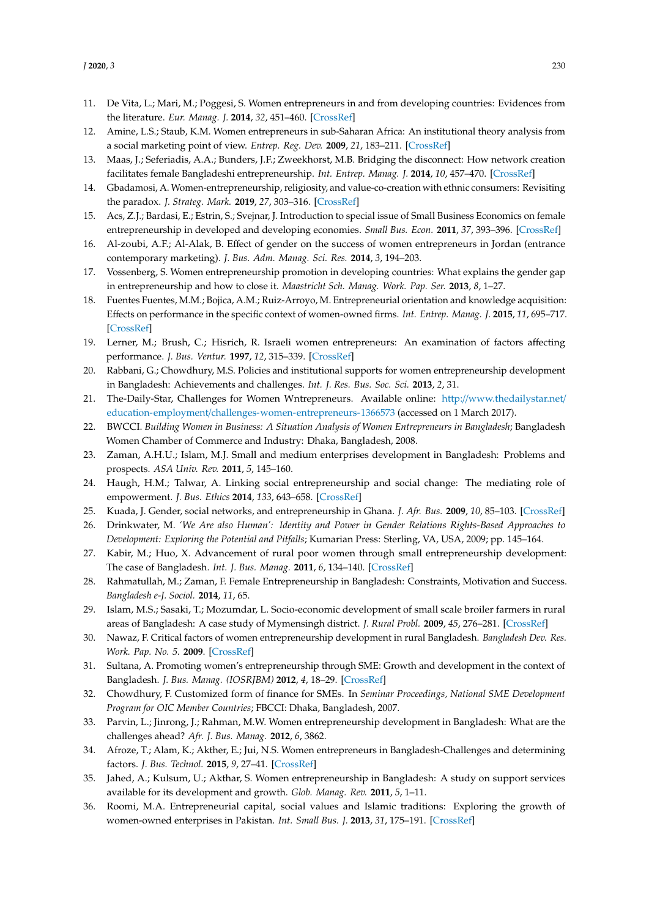11. De Vita, L.; Mari, M.; Poggesi, S. Women entrepreneurs in and from developing countries: Evidences from the literature. *Eur. Manag. J.* **2014**, *32*, 451–460. [CrossRef]
12. Amine, L.S.; Staub, K.M. Women entrepreneurs in sub-Saharan Africa: An institutional theory analysis from a social marketing point of view. *Entrep. Reg. Dev.* **2009**, *21*, 183–211. [CrossRef]
13. Maas, J.; Seferiadis, A.A.; Bunders, J.F.; Zweekhorst, M.B. Bridging the disconnect: How network creation facilitates female Bangladeshi entrepreneurship. *Int. Entrep. Manag. J.* **2014**, *10*, 457–470. [CrossRef]
14. Gbadamosi, A. Women-entrepreneurship, religiosity, and value-co-creation with ethnic consumers: Revisiting the paradox. *J. Strateg. Mark.* **2019**, *27*, 303–316. [CrossRef]
15. Acs, Z.J.; Bardasi, E.; Estrin, S.; Svejnar, J. Introduction to special issue of Small Business Economics on female entrepreneurship in developed and developing economies. *Small Bus. Econ.* **2011**, *37*, 393–396. [CrossRef]
16. Al-zoubi, A.F.; Al-Alak, B. Effect of gender on the success of women entrepreneurs in Jordan (entrance contemporary marketing). *J. Bus. Adm. Manag. Sci. Res.* **2014**, *3*, 194–203.
17. Vossenberg, S. Women entrepreneurship promotion in developing countries: What explains the gender gap in entrepreneurship and how to close it. *Maastricht Sch. Manag. Work. Pap. Ser.* **2013**, *8*, 1–27.
18. Fuentes Fuentes, M.M.; Bojica, A.M.; Ruiz-Arroyo, M. Entrepreneurial orientation and knowledge acquisition: Effects on performance in the specific context of women-owned firms. *Int. Entrep. Manag. J.* **2015**, *11*, 695–717. [CrossRef]
19. Lerner, M.; Brush, C.; Hisrich, R. Israeli women entrepreneurs: An examination of factors affecting performance. *J. Bus. Ventur.* **1997**, *12*, 315–339. [CrossRef]
20. Rabbani, G.; Chowdhury, M.S. Policies and institutional supports for women entrepreneurship development in Bangladesh: Achievements and challenges. *Int. J. Res. Bus. Soc. Sci.* **2013**, *2*, 31.
21. The-Daily-Star, Challenges for Women Wntrepreneurs. Available online: http://www.thedailystar.net/education-employment/challenges-women-entrepreneurs-1366573 (accessed on 1 March 2017).
22. BWCCI. *Building Women in Business: A Situation Analysis of Women Entrepreneurs in Bangladesh*; Bangladesh Women Chamber of Commerce and Industry: Dhaka, Bangladesh, 2008.
23. Zaman, A.H.U.; Islam, M.J. Small and medium enterprises development in Bangladesh: Problems and prospects. *ASA Univ. Rev.* **2011**, *5*, 145–160.
24. Haugh, H.M.; Talwar, A. Linking social entrepreneurship and social change: The mediating role of empowerment. *J. Bus. Ethics* **2014**, *133*, 643–658. [CrossRef]
25. Kuada, J. Gender, social networks, and entrepreneurship in Ghana. *J. Afr. Bus.* **2009**, *10*, 85–103. [CrossRef]
26. Drinkwater, M. *'We Are also Human': Identity and Power in Gender Relations Rights-Based Approaches to Development: Exploring the Potential and Pitfalls*; Kumarian Press: Sterling, VA, USA, 2009; pp. 145–164.
27. Kabir, M.; Huo, X. Advancement of rural poor women through small entrepreneurship development: The case of Bangladesh. *Int. J. Bus. Manag.* **2011**, *6*, 134–140. [CrossRef]
28. Rahmatullah, M.; Zaman, F. Female Entrepreneurship in Bangladesh: Constraints, Motivation and Success. *Bangladesh e-J. Sociol.* **2014**, *11*, 65.
29. Islam, M.S.; Sasaki, T.; Mozumdar, L. Socio-economic development of small scale broiler farmers in rural areas of Bangladesh: A case study of Mymensingh district. *J. Rural Probl.* **2009**, *45*, 276–281. [CrossRef]
30. Nawaz, F. Critical factors of women entrepreneurship development in rural Bangladesh. *Bangladesh Dev. Res. Work. Pap. No. 5.* **2009**. [CrossRef]
31. Sultana, A. Promoting women's entrepreneurship through SME: Growth and development in the context of Bangladesh. *J. Bus. Manag. (IOSRJBM)* **2012**, *4*, 18–29. [CrossRef]
32. Chowdhury, F. Customized form of finance for SMEs. In *Seminar Proceedings, National SME Development Program for OIC Member Countries*; FBCCI: Dhaka, Bangladesh, 2007.
33. Parvin, L.; Jinrong, J.; Rahman, M.W. Women entrepreneurship development in Bangladesh: What are the challenges ahead? *Afr. J. Bus. Manag.* **2012**, *6*, 3862.
34. Afroze, T.; Alam, K.; Akther, E.; Jui, N.S. Women entrepreneurs in Bangladesh-Challenges and determining factors. *J. Bus. Technol.* **2015**, *9*, 27–41. [CrossRef]
35. Jahed, A.; Kulsum, U.; Akthar, S. Women entrepreneurship in Bangladesh: A study on support services available for its development and growth. *Glob. Manag. Rev.* **2011**, *5*, 1–11.
36. Roomi, M.A. Entrepreneurial capital, social values and Islamic traditions: Exploring the growth of women-owned enterprises in Pakistan. *Int. Small Bus. J.* **2013**, *31*, 175–191. [CrossRef]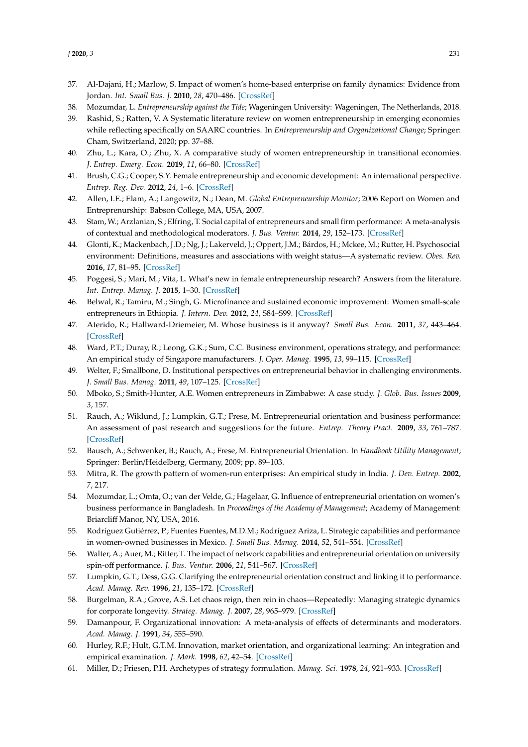37. Al-Dajani, H.; Marlow, S. Impact of women's home-based enterprise on family dynamics: Evidence from Jordan. *Int. Small Bus. J.* **2010**, *28*, 470–486. [CrossRef]
38. Mozumdar, L. *Entrepreneurship against the Tide*; Wageningen University: Wageningen, The Netherlands, 2018.
39. Rashid, S.; Ratten, V. A Systematic literature review on women entrepreneurship in emerging economies while reflecting specifically on SAARC countries. In *Entrepreneurship and Organizational Change*; Springer: Cham, Switzerland, 2020; pp. 37–88.
40. Zhu, L.; Kara, O.; Zhu, X. A comparative study of women entrepreneurship in transitional economies. *J. Entrep. Emerg. Econ.* **2019**, *11*, 66–80. [CrossRef]
41. Brush, C.G.; Cooper, S.Y. Female entrepreneurship and economic development: An international perspective. *Entrep. Reg. Dev.* **2012**, *24*, 1–6. [CrossRef]
42. Allen, I.E.; Elam, A.; Langowitz, N.; Dean, M. *Global Entrepreneurship Monitor*; 2006 Report on Women and Entreprenurship: Babson College, MA, USA, 2007.
43. Stam, W.; Arzlanian, S.; Elfring, T. Social capital of entrepreneurs and small firm performance: A meta-analysis of contextual and methodological moderators. *J. Bus. Ventur.* **2014**, *29*, 152–173. [CrossRef]
44. Glonti, K.; Mackenbach, J.D.; Ng, J.; Lakerveld, J.; Oppert, J.M.; Bárdos, H.; Mckee, M.; Rutter, H. Psychosocial environment: Definitions, measures and associations with weight status—A systematic review. *Obes. Rev.* **2016**, *17*, 81–95. [CrossRef]
45. Poggesi, S.; Mari, M.; Vita, L. What's new in female entrepreneurship research? Answers from the literature. *Int. Entrep. Manag. J.* **2015**, 1–30. [CrossRef]
46. Belwal, R.; Tamiru, M.; Singh, G. Microfinance and sustained economic improvement: Women small-scale entrepreneurs in Ethiopia. *J. Intern. Dev.* **2012**, *24*, S84–S99. [CrossRef]
47. Aterido, R.; Hallward-Driemeier, M. Whose business is it anyway? *Small Bus. Econ.* **2011**, *37*, 443–464. [CrossRef]
48. Ward, P.T.; Duray, R.; Leong, G.K.; Sum, C.C. Business environment, operations strategy, and performance: An empirical study of Singapore manufacturers. *J. Oper. Manag.* **1995**, *13*, 99–115. [CrossRef]
49. Welter, F.; Smallbone, D. Institutional perspectives on entrepreneurial behavior in challenging environments. *J. Small Bus. Manag.* **2011**, *49*, 107–125. [CrossRef]
50. Mboko, S.; Smith-Hunter, A.E. Women entrepreneurs in Zimbabwe: A case study. *J. Glob. Bus. Issues* **2009**, *3*, 157.
51. Rauch, A.; Wiklund, J.; Lumpkin, G.T.; Frese, M. Entrepreneurial orientation and business performance: An assessment of past research and suggestions for the future. *Entrep. Theory Pract.* **2009**, *33*, 761–787. [CrossRef]
52. Bausch, A.; Schwenker, B.; Rauch, A.; Frese, M. Entrepreneurial Orientation. In *Handbook Utility Management*; Springer: Berlin/Heidelberg, Germany, 2009; pp. 89–103.
53. Mitra, R. The growth pattern of women-run enterprises: An empirical study in India. *J. Dev. Entrep.* **2002**, *7*, 217.
54. Mozumdar, L.; Omta, O.; van der Velde, G.; Hagelaar, G. Influence of entrepreneurial orientation on women's business performance in Bangladesh. In *Proceedings of the Academy of Management*; Academy of Management: Briarcliff Manor, NY, USA, 2016.
55. Rodríguez Gutiérrez, P.; Fuentes Fuentes, M.D.M.; Rodríguez Ariza, L. Strategic capabilities and performance in women-owned businesses in Mexico. *J. Small Bus. Manag.* **2014**, *52*, 541–554. [CrossRef]
56. Walter, A.; Auer, M.; Ritter, T. The impact of network capabilities and entrepreneurial orientation on university spin-off performance. *J. Bus. Ventur.* **2006**, *21*, 541–567. [CrossRef]
57. Lumpkin, G.T.; Dess, G.G. Clarifying the entrepreneurial orientation construct and linking it to performance. *Acad. Manag. Rev.* **1996**, *21*, 135–172. [CrossRef]
58. Burgelman, R.A.; Grove, A.S. Let chaos reign, then rein in chaos—Repeatedly: Managing strategic dynamics for corporate longevity. *Strateg. Manag. J.* **2007**, *28*, 965–979. [CrossRef]
59. Damanpour, F. Organizational innovation: A meta-analysis of effects of determinants and moderators. *Acad. Manag. J.* **1991**, *34*, 555–590.
60. Hurley, R.F.; Hult, G.T.M. Innovation, market orientation, and organizational learning: An integration and empirical examination. *J. Mark.* **1998**, *62*, 42–54. [CrossRef]
61. Miller, D.; Friesen, P.H. Archetypes of strategy formulation. *Manag. Sci.* **1978**, *24*, 921–933. [CrossRef]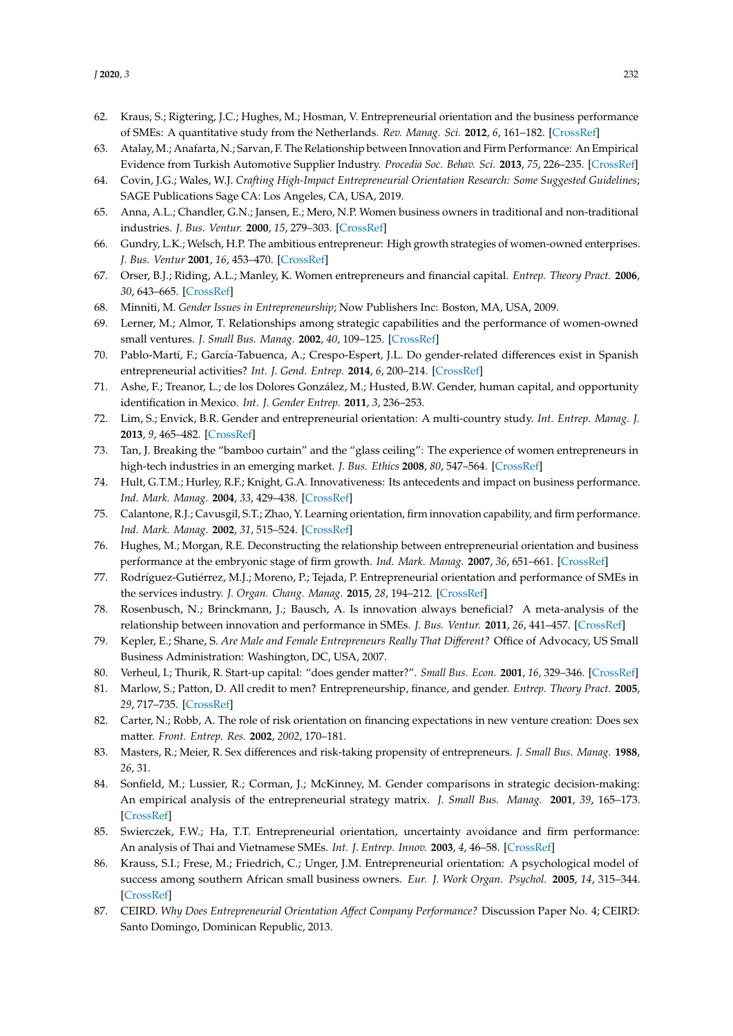62. Kraus, S.; Rigtering, J.C.; Hughes, M.; Hosman, V. Entrepreneurial orientation and the business performance of SMEs: A quantitative study from the Netherlands. *Rev. Manag. Sci.* **2012**, *6*, 161–182. [CrossRef]
63. Atalay, M.; Anafarta, N.; Sarvan, F. The Relationship between Innovation and Firm Performance: An Empirical Evidence from Turkish Automotive Supplier Industry. *Procedia Soc. Behav. Sci.* **2013**, *75*, 226–235. [CrossRef]
64. Covin, J.G.; Wales, W.J. *Crafting High-Impact Entrepreneurial Orientation Research: Some Suggested Guidelines*; SAGE Publications Sage CA: Los Angeles, CA, USA, 2019.
65. Anna, A.L.; Chandler, G.N.; Jansen, E.; Mero, N.P. Women business owners in traditional and non-traditional industries. *J. Bus. Ventur.* **2000**, *15*, 279–303. [CrossRef]
66. Gundry, L.K.; Welsch, H.P. The ambitious entrepreneur: High growth strategies of women-owned enterprises. *J. Bus. Ventur* **2001**, *16*, 453–470. [CrossRef]
67. Orser, B.J.; Riding, A.L.; Manley, K. Women entrepreneurs and financial capital. *Entrep. Theory Pract.* **2006**, *30*, 643–665. [CrossRef]
68. Minniti, M. *Gender Issues in Entrepreneurship*; Now Publishers Inc: Boston, MA, USA, 2009.
69. Lerner, M.; Almor, T. Relationships among strategic capabilities and the performance of women-owned small ventures. *J. Small Bus. Manag.* **2002**, *40*, 109–125. [CrossRef]
70. Pablo-Martí, F.; García-Tabuenca, A.; Crespo-Espert, J.L. Do gender-related differences exist in Spanish entrepreneurial activities? *Int. J. Gend. Entrep.* **2014**, *6*, 200–214. [CrossRef]
71. Ashe, F.; Treanor, L.; de los Dolores González, M.; Husted, B.W. Gender, human capital, and opportunity identification in Mexico. *Int. J. Gender Entrep.* **2011**, *3*, 236–253.
72. Lim, S.; Envick, B.R. Gender and entrepreneurial orientation: A multi-country study. *Int. Entrep. Manag. J.* **2013**, *9*, 465–482. [CrossRef]
73. Tan, J. Breaking the "bamboo curtain" and the "glass ceiling": The experience of women entrepreneurs in high-tech industries in an emerging market. *J. Bus. Ethics* **2008**, *80*, 547–564. [CrossRef]
74. Hult, G.T.M.; Hurley, R.F.; Knight, G.A. Innovativeness: Its antecedents and impact on business performance. *Ind. Mark. Manag.* **2004**, *33*, 429–438. [CrossRef]
75. Calantone, R.J.; Cavusgil, S.T.; Zhao, Y. Learning orientation, firm innovation capability, and firm performance. *Ind. Mark. Manag.* **2002**, *31*, 515–524. [CrossRef]
76. Hughes, M.; Morgan, R.E. Deconstructing the relationship between entrepreneurial orientation and business performance at the embryonic stage of firm growth. *Ind. Mark. Manag.* **2007**, *36*, 651–661. [CrossRef]
77. Rodríguez-Gutiérrez, M.J.; Moreno, P.; Tejada, P. Entrepreneurial orientation and performance of SMEs in the services industry. *J. Organ. Chang. Manag.* **2015**, *28*, 194–212. [CrossRef]
78. Rosenbusch, N.; Brinckmann, J.; Bausch, A. Is innovation always beneficial? A meta-analysis of the relationship between innovation and performance in SMEs. *J. Bus. Ventur.* **2011**, *26*, 441–457. [CrossRef]
79. Kepler, E.; Shane, S. *Are Male and Female Entrepreneurs Really That Different?* Office of Advocacy, US Small Business Administration: Washington, DC, USA, 2007.
80. Verheul, I.; Thurik, R. Start-up capital: "does gender matter?". *Small Bus. Econ.* **2001**, *16*, 329–346. [CrossRef]
81. Marlow, S.; Patton, D. All credit to men? Entrepreneurship, finance, and gender. *Entrep. Theory Pract.* **2005**, *29*, 717–735. [CrossRef]
82. Carter, N.; Robb, A. The role of risk orientation on financing expectations in new venture creation: Does sex matter. *Front. Entrep. Res.* **2002**, *2002*, 170–181.
83. Masters, R.; Meier, R. Sex differences and risk-taking propensity of entrepreneurs. *J. Small Bus. Manag.* **1988**, *26*, 31.
84. Sonfield, M.; Lussier, R.; Corman, J.; McKinney, M. Gender comparisons in strategic decision-making: An empirical analysis of the entrepreneurial strategy matrix. *J. Small Bus. Manag.* **2001**, *39*, 165–173. [CrossRef]
85. Swierczek, F.W.; Ha, T.T. Entrepreneurial orientation, uncertainty avoidance and firm performance: An analysis of Thai and Vietnamese SMEs. *Int. J. Entrep. Innov.* **2003**, *4*, 46–58. [CrossRef]
86. Krauss, S.I.; Frese, M.; Friedrich, C.; Unger, J.M. Entrepreneurial orientation: A psychological model of success among southern African small business owners. *Eur. J. Work Organ. Psychol.* **2005**, *14*, 315–344. [CrossRef]
87. CEIRD. *Why Does Entrepreneurial Orientation Affect Company Performance?* Discussion Paper No. 4; CEIRD: Santo Domingo, Dominican Republic, 2013.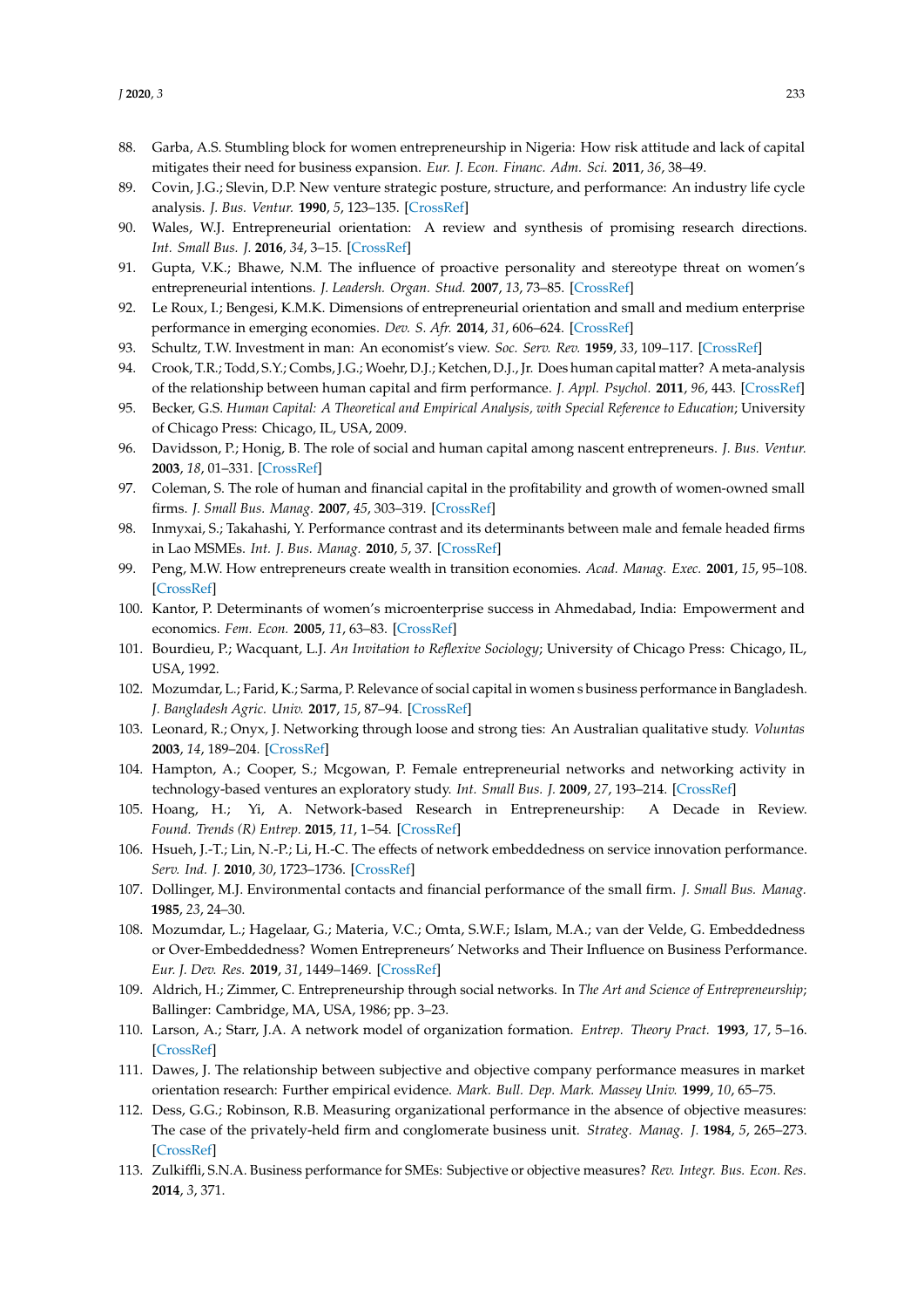88. Garba, A.S. Stumbling block for women entrepreneurship in Nigeria: How risk attitude and lack of capital mitigates their need for business expansion. *Eur. J. Econ. Financ. Adm. Sci.* **2011**, *36*, 38–49.
89. Covin, J.G.; Slevin, D.P. New venture strategic posture, structure, and performance: An industry life cycle analysis. *J. Bus. Ventur.* **1990**, *5*, 123–135. [CrossRef]
90. Wales, W.J. Entrepreneurial orientation: A review and synthesis of promising research directions. *Int. Small Bus. J.* **2016**, *34*, 3–15. [CrossRef]
91. Gupta, V.K.; Bhawe, N.M. The influence of proactive personality and stereotype threat on women's entrepreneurial intentions. *J. Leadersh. Organ. Stud.* **2007**, *13*, 73–85. [CrossRef]
92. Le Roux, I.; Bengesi, K.M.K. Dimensions of entrepreneurial orientation and small and medium enterprise performance in emerging economies. *Dev. S. Afr.* **2014**, *31*, 606–624. [CrossRef]
93. Schultz, T.W. Investment in man: An economist's view. *Soc. Serv. Rev.* **1959**, *33*, 109–117. [CrossRef]
94. Crook, T.R.; Todd, S.Y.; Combs, J.G.; Woehr, D.J.; Ketchen, D.J., Jr. Does human capital matter? A meta-analysis of the relationship between human capital and firm performance. *J. Appl. Psychol.* **2011**, *96*, 443. [CrossRef]
95. Becker, G.S. *Human Capital: A Theoretical and Empirical Analysis, with Special Reference to Education*; University of Chicago Press: Chicago, IL, USA, 2009.
96. Davidsson, P.; Honig, B. The role of social and human capital among nascent entrepreneurs. *J. Bus. Ventur.* **2003**, *18*, 01–331. [CrossRef]
97. Coleman, S. The role of human and financial capital in the profitability and growth of women-owned small firms. *J. Small Bus. Manag.* **2007**, *45*, 303–319. [CrossRef]
98. Inmyxai, S.; Takahashi, Y. Performance contrast and its determinants between male and female headed firms in Lao MSMEs. *Int. J. Bus. Manag.* **2010**, *5*, 37. [CrossRef]
99. Peng, M.W. How entrepreneurs create wealth in transition economies. *Acad. Manag. Exec.* **2001**, *15*, 95–108. [CrossRef]
100. Kantor, P. Determinants of women's microenterprise success in Ahmedabad, India: Empowerment and economics. *Fem. Econ.* **2005**, *11*, 63–83. [CrossRef]
101. Bourdieu, P.; Wacquant, L.J. *An Invitation to Reflexive Sociology*; University of Chicago Press: Chicago, IL, USA, 1992.
102. Mozumdar, L.; Farid, K.; Sarma, P. Relevance of social capital in women s business performance in Bangladesh. *J. Bangladesh Agric. Univ.* **2017**, *15*, 87–94. [CrossRef]
103. Leonard, R.; Onyx, J. Networking through loose and strong ties: An Australian qualitative study. *Voluntas* **2003**, *14*, 189–204. [CrossRef]
104. Hampton, A.; Cooper, S.; Mcgowan, P. Female entrepreneurial networks and networking activity in technology-based ventures an exploratory study. *Int. Small Bus. J.* **2009**, *27*, 193–214. [CrossRef]
105. Hoang, H.; Yi, A. Network-based Research in Entrepreneurship: A Decade in Review. *Found. Trends (R) Entrep.* **2015**, *11*, 1–54. [CrossRef]
106. Hsueh, J.-T.; Lin, N.-P.; Li, H.-C. The effects of network embeddedness on service innovation performance. *Serv. Ind. J.* **2010**, *30*, 1723–1736. [CrossRef]
107. Dollinger, M.J. Environmental contacts and financial performance of the small firm. *J. Small Bus. Manag.* **1985**, *23*, 24–30.
108. Mozumdar, L.; Hagelaar, G.; Materia, V.C.; Omta, S.W.F.; Islam, M.A.; van der Velde, G. Embeddedness or Over-Embeddedness? Women Entrepreneurs' Networks and Their Influence on Business Performance. *Eur. J. Dev. Res.* **2019**, *31*, 1449–1469. [CrossRef]
109. Aldrich, H.; Zimmer, C. Entrepreneurship through social networks. In *The Art and Science of Entrepreneurship*; Ballinger: Cambridge, MA, USA, 1986; pp. 3–23.
110. Larson, A.; Starr, J.A. A network model of organization formation. *Entrep. Theory Pract.* **1993**, *17*, 5–16. [CrossRef]
111. Dawes, J. The relationship between subjective and objective company performance measures in market orientation research: Further empirical evidence. *Mark. Bull. Dep. Mark. Massey Univ.* **1999**, *10*, 65–75.
112. Dess, G.G.; Robinson, R.B. Measuring organizational performance in the absence of objective measures: The case of the privately-held firm and conglomerate business unit. *Strateg. Manag. J.* **1984**, *5*, 265–273. [CrossRef]
113. Zulkiffli, S.N.A. Business performance for SMEs: Subjective or objective measures? *Rev. Integr. Bus. Econ. Res.* **2014**, *3*, 371.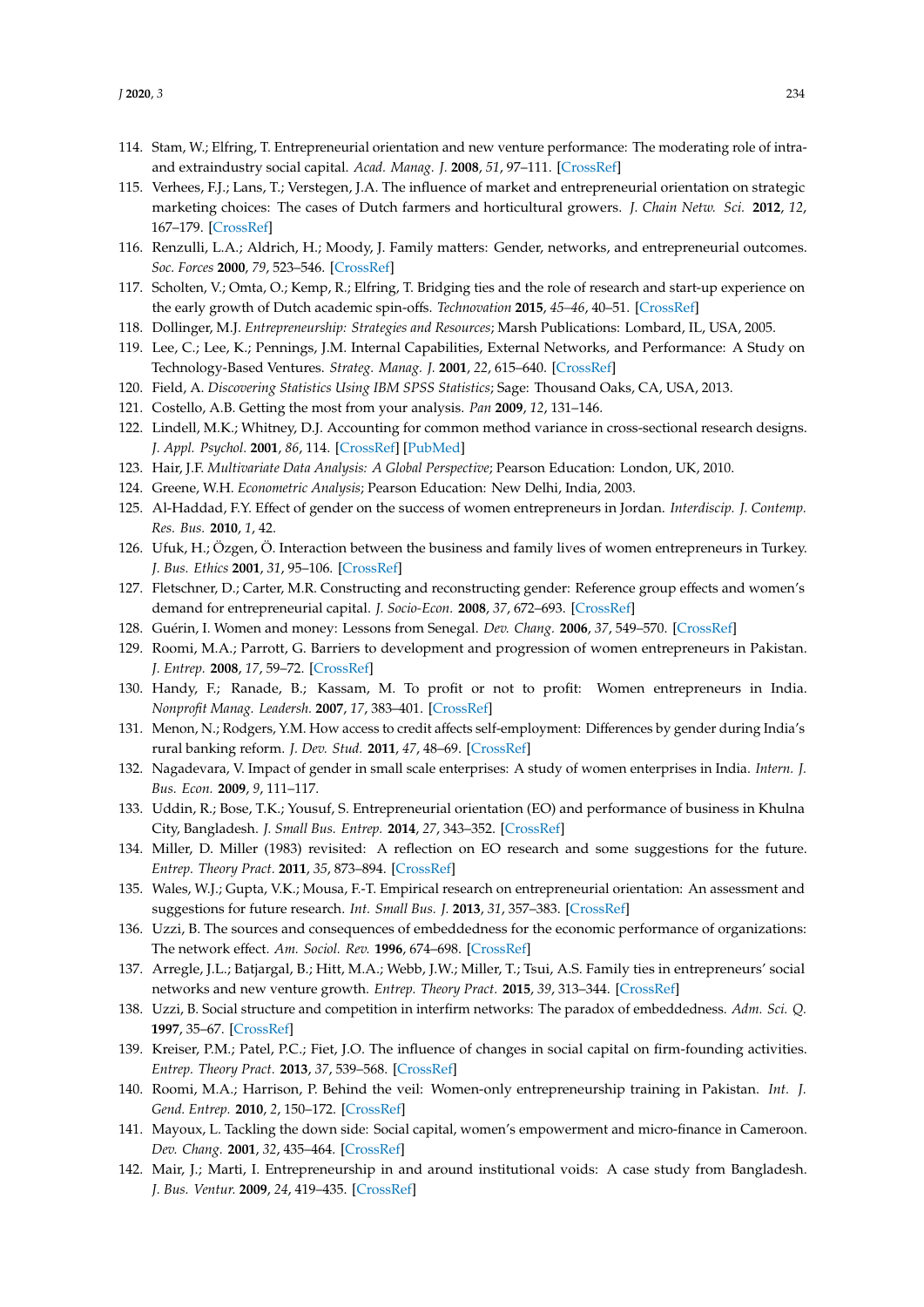114. Stam, W.; Elfring, T. Entrepreneurial orientation and new venture performance: The moderating role of intra- and extraindustry social capital. *Acad. Manag. J.* **2008**, *51*, 97–111. [CrossRef]
115. Verhees, F.J.; Lans, T.; Verstegen, J.A. The influence of market and entrepreneurial orientation on strategic marketing choices: The cases of Dutch farmers and horticultural growers. *J. Chain Netw. Sci.* **2012**, *12*, 167–179. [CrossRef]
116. Renzulli, L.A.; Aldrich, H.; Moody, J. Family matters: Gender, networks, and entrepreneurial outcomes. *Soc. Forces* **2000**, *79*, 523–546. [CrossRef]
117. Scholten, V.; Omta, O.; Kemp, R.; Elfring, T. Bridging ties and the role of research and start-up experience on the early growth of Dutch academic spin-offs. *Technovation* **2015**, *45–46*, 40–51. [CrossRef]
118. Dollinger, M.J. *Entrepreneurship: Strategies and Resources*; Marsh Publications: Lombard, IL, USA, 2005.
119. Lee, C.; Lee, K.; Pennings, J.M. Internal Capabilities, External Networks, and Performance: A Study on Technology-Based Ventures. *Strateg. Manag. J.* **2001**, *22*, 615–640. [CrossRef]
120. Field, A. *Discovering Statistics Using IBM SPSS Statistics*; Sage: Thousand Oaks, CA, USA, 2013.
121. Costello, A.B. Getting the most from your analysis. *Pan* **2009**, *12*, 131–146.
122. Lindell, M.K.; Whitney, D.J. Accounting for common method variance in cross-sectional research designs. *J. Appl. Psychol.* **2001**, *86*, 114. [CrossRef] [PubMed]
123. Hair, J.F. *Multivariate Data Analysis: A Global Perspective*; Pearson Education: London, UK, 2010.
124. Greene, W.H. *Econometric Analysis*; Pearson Education: New Delhi, India, 2003.
125. Al-Haddad, F.Y. Effect of gender on the success of women entrepreneurs in Jordan. *Interdiscip. J. Contemp. Res. Bus.* **2010**, *1*, 42.
126. Ufuk, H.; Özgen, Ö. Interaction between the business and family lives of women entrepreneurs in Turkey. *J. Bus. Ethics* **2001**, *31*, 95–106. [CrossRef]
127. Fletschner, D.; Carter, M.R. Constructing and reconstructing gender: Reference group effects and women's demand for entrepreneurial capital. *J. Socio-Econ.* **2008**, *37*, 672–693. [CrossRef]
128. Guérin, I. Women and money: Lessons from Senegal. *Dev. Chang.* **2006**, *37*, 549–570. [CrossRef]
129. Roomi, M.A.; Parrott, G. Barriers to development and progression of women entrepreneurs in Pakistan. *J. Entrep.* **2008**, *17*, 59–72. [CrossRef]
130. Handy, F.; Ranade, B.; Kassam, M. To profit or not to profit: Women entrepreneurs in India. *Nonprofit Manag. Leadersh.* **2007**, *17*, 383–401. [CrossRef]
131. Menon, N.; Rodgers, Y.M. How access to credit affects self-employment: Differences by gender during India's rural banking reform. *J. Dev. Stud.* **2011**, *47*, 48–69. [CrossRef]
132. Nagadevara, V. Impact of gender in small scale enterprises: A study of women enterprises in India. *Intern. J. Bus. Econ.* **2009**, *9*, 111–117.
133. Uddin, R.; Bose, T.K.; Yousuf, S. Entrepreneurial orientation (EO) and performance of business in Khulna City, Bangladesh. *J. Small Bus. Entrep.* **2014**, *27*, 343–352. [CrossRef]
134. Miller, D. Miller (1983) revisited: A reflection on EO research and some suggestions for the future. *Entrep. Theory Pract.* **2011**, *35*, 873–894. [CrossRef]
135. Wales, W.J.; Gupta, V.K.; Mousa, F.-T. Empirical research on entrepreneurial orientation: An assessment and suggestions for future research. *Int. Small Bus. J.* **2013**, *31*, 357–383. [CrossRef]
136. Uzzi, B. The sources and consequences of embeddedness for the economic performance of organizations: The network effect. *Am. Sociol. Rev.* **1996**, 674–698. [CrossRef]
137. Arregle, J.L.; Batjargal, B.; Hitt, M.A.; Webb, J.W.; Miller, T.; Tsui, A.S. Family ties in entrepreneurs' social networks and new venture growth. *Entrep. Theory Pract.* **2015**, *39*, 313–344. [CrossRef]
138. Uzzi, B. Social structure and competition in interfirm networks: The paradox of embeddedness. *Adm. Sci. Q.* **1997**, 35–67. [CrossRef]
139. Kreiser, P.M.; Patel, P.C.; Fiet, J.O. The influence of changes in social capital on firm-founding activities. *Entrep. Theory Pract.* **2013**, *37*, 539–568. [CrossRef]
140. Roomi, M.A.; Harrison, P. Behind the veil: Women-only entrepreneurship training in Pakistan. *Int. J. Gend. Entrep.* **2010**, *2*, 150–172. [CrossRef]
141. Mayoux, L. Tackling the down side: Social capital, women's empowerment and micro-finance in Cameroon. *Dev. Chang.* **2001**, *32*, 435–464. [CrossRef]
142. Mair, J.; Marti, I. Entrepreneurship in and around institutional voids: A case study from Bangladesh. *J. Bus. Ventur.* **2009**, *24*, 419–435. [CrossRef]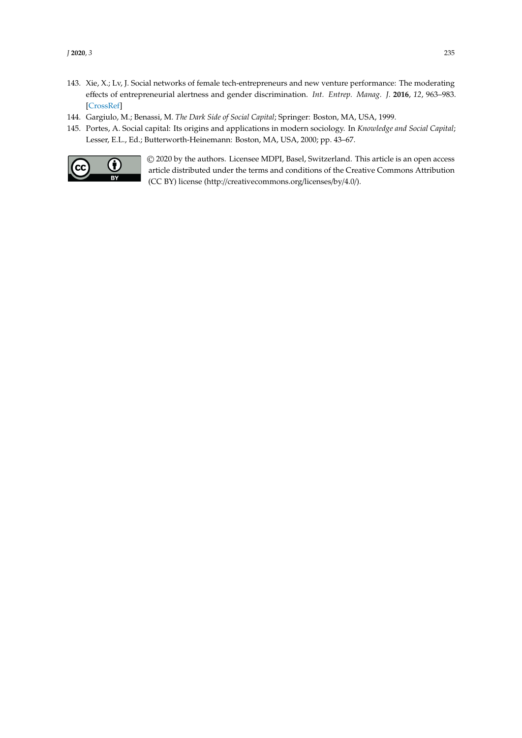143. Xie, X.; Lv, J. Social networks of female tech-entrepreneurs and new venture performance: The moderating effects of entrepreneurial alertness and gender discrimination. *Int. Entrep. Manag. J.* **2016**, *12*, 963–983. [CrossRef]

144. Gargiulo, M.; Benassi, M. *The Dark Side of Social Capital*; Springer: Boston, MA, USA, 1999.

145. Portes, A. Social capital: Its origins and applications in modern sociology. In *Knowledge and Social Capital*; Lesser, E.L., Ed.; Butterworth-Heinemann: Boston, MA, USA, 2000; pp. 43–67.

© 2020 by the authors. Licensee MDPI, Basel, Switzerland. This article is an open access article distributed under the terms and conditions of the Creative Commons Attribution (CC BY) license (http://creativecommons.org/licenses/by/4.0/).